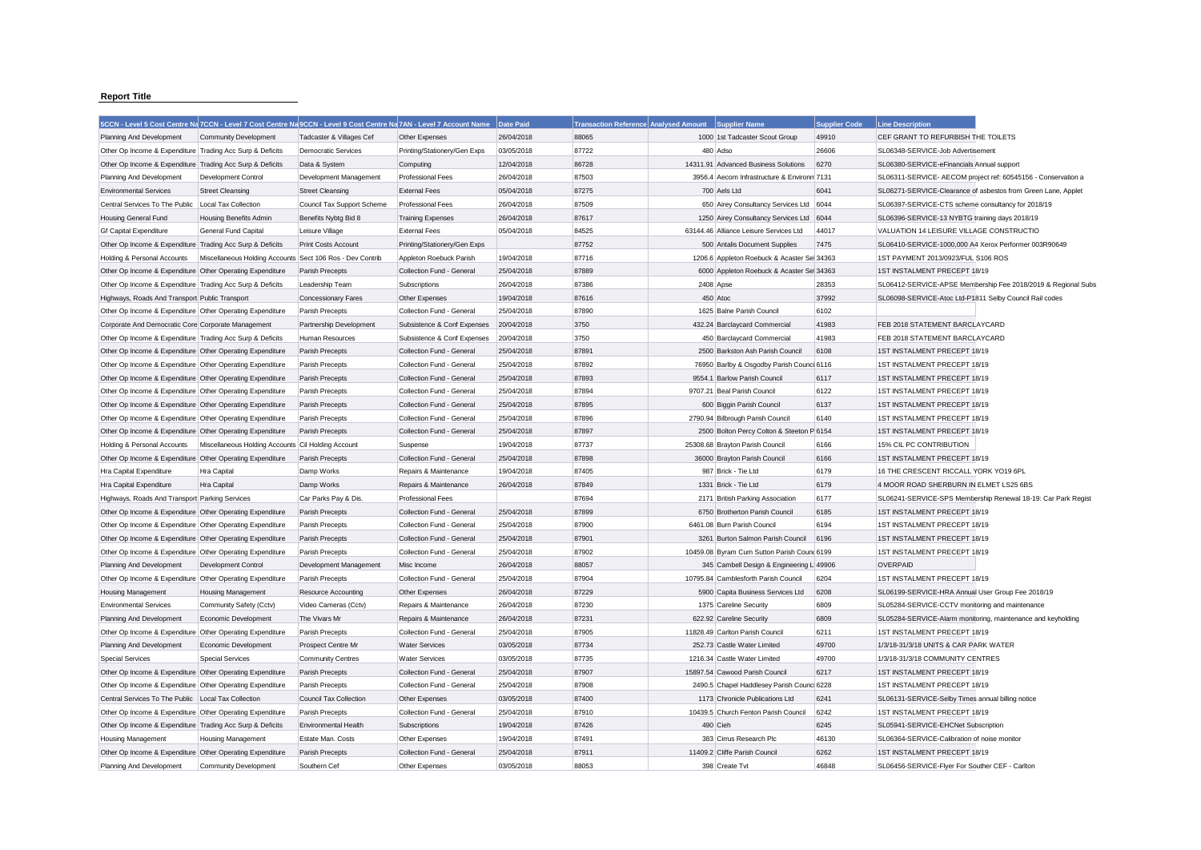**Report Title**

| 5CCN - Level 5 Cost Centre Na | 7CCN - Level 7 Cost Centre Na | 9CCN - Level 9 Cost Centre Na | 7AN - Level 7 Account Name | Date Paid | Transaction Reference | Analysed Amount | Supplier Name | Supplier Code | Line Description |
|---|---|---|---|---|---|---|---|---|---|
| Planning And Development | Community Development | Tadcaster & Villages Cef | Other Expenses | 26/04/2018 | 88065 | 1000 | 1st Tadcaster Scout Group | 49910 | CEF GRANT TO REFURBISH THE TOILETS |
| Other Op Income & Expenditure | Trading Acc Surp & Deficits | Democratic Services | Printing/Stationery/Gen Exps | 03/05/2018 | 87722 | 480 | Adso | 26606 | SL06348-SERVICE-Job Advertisement |
| Other Op Income & Expenditure | Trading Acc Surp & Deficits | Data & System | Computing | 12/04/2018 | 86728 | 14311.91 | Advanced Business Solutions | 6270 | SL06380-SERVICE-eFinancials Annual support |
| Planning And Development | Development Control | Development Management | Professional Fees | 26/04/2018 | 87503 | 3956.4 | Aecom Infrastructure & Environm | 7131 | SL06311-SERVICE- AECOM project ref: 60545156 - Conservation a |
| Environmental Services | Street Cleansing | Street Cleansing | External Fees | 05/04/2018 | 87275 | 700 | Aels Ltd | 6041 | SL06271-SERVICE-Clearance of asbestos from Green Lane, Applet |
| Central Services To The Public | Local Tax Collection | Council Tax Support Scheme | Professional Fees | 26/04/2018 | 87509 | 650 | Airey Consultancy Services Ltd | 6044 | SL06397-SERVICE-CTS scheme consultancy for 2018/19 |
| Housing General Fund | Housing Benefits Admin | Benefits Nybtg Bid 8 | Training Expenses | 26/04/2018 | 87617 | 1250 | Airey Consultancy Services Ltd | 6044 | SL06396-SERVICE-13 NYBTG training days 2018/19 |
| Gf Capital Expenditure | General Fund Capital | Leisure Village | External Fees | 05/04/2018 | 84525 | 63144.46 | Alliance Leisure Services Ltd | 44017 | VALUATION 14 LEISURE VILLAGE CONSTRUCTIO |
| Other Op Income & Expenditure | Trading Acc Surp & Deficits | Print Costs Account | Printing/Stationery/Gen Exps | | 87752 | 500 | Antalis Document Supplies | 7475 | SL06410-SERVICE-1000,000 A4 Xerox Performer 003R90649 |
| Holding & Personal Accounts | Miscellaneous Holding Accounts | Sect 106 Ros - Dev Contrib | Appleton Roebuck Parish | 19/04/2018 | 87716 | 1206.6 | Appleton Roebuck & Acaster Sel | 34363 | 1ST PAYMENT 2013/0923/FUL S106 ROS |
| Other Op Income & Expenditure | Other Operating Expenditure | Parish Precepts | Collection Fund - General | 25/04/2018 | 87889 | 6000 | Appleton Roebuck & Acaster Sel | 34363 | 1ST INSTALMENT PRECEPT 18/19 |
| Other Op Income & Expenditure | Trading Acc Surp & Deficits | Leadership Team | Subscriptions | 26/04/2018 | 87386 | 2408 | Apse | 28353 | SL06412-SERVICE-APSE Membership Fee 2018/2019 & Regional Subs |
| Highways, Roads And Transport | Public Transport | Concessionary Fares | Other Expenses | 19/04/2018 | 87616 | 450 | Atoc | 37992 | SL06098-SERVICE-Atoc Ltd-P1811 Selby Council Rail codes |
| Other Op Income & Expenditure | Other Operating Expenditure | Parish Precepts | Collection Fund - General | 25/04/2018 | 87890 | 1625 | Balne Parish Council | 6102 | |
| Corporate And Democratic Core | Corporate Management | Partnership Development | Subsistence & Conf Expenses | 20/04/2018 | 3750 | 432.24 | Barclaycard Commercial | 41983 | FEB 2018 STATEMENT BARCLAYCARD |
| Other Op Income & Expenditure | Trading Acc Surp & Deficits | Human Resources | Subsistence & Conf Expenses | 20/04/2018 | 3750 | 450 | Barclaycard Commercial | 41983 | FEB 2018 STATEMENT BARCLAYCARD |
| Other Op Income & Expenditure | Other Operating Expenditure | Parish Precepts | Collection Fund - General | 25/04/2018 | 87891 | 2500 | Barkston Ash Parish Council | 6108 | 1ST INSTALMENT PRECEPT 18/19 |
| Other Op Income & Expenditure | Other Operating Expenditure | Parish Precepts | Collection Fund - General | 25/04/2018 | 87892 | 76950 | Barlby & Osgodby Parish Counci | 6116 | 1ST INSTALMENT PRECEPT 18/19 |
| Other Op Income & Expenditure | Other Operating Expenditure | Parish Precepts | Collection Fund - General | 25/04/2018 | 87893 | 9554.1 | Barlow Parish Council | 6117 | 1ST INSTALMENT PRECEPT 18/19 |
| Other Op Income & Expenditure | Other Operating Expenditure | Parish Precepts | Collection Fund - General | 25/04/2018 | 87894 | 9707.21 | Beal Parish Council | 6122 | 1ST INSTALMENT PRECEPT 18/19 |
| Other Op Income & Expenditure | Other Operating Expenditure | Parish Precepts | Collection Fund - General | 25/04/2018 | 87895 | 600 | Biggin Parish Council | 6137 | 1ST INSTALMENT PRECEPT 18/19 |
| Other Op Income & Expenditure | Other Operating Expenditure | Parish Precepts | Collection Fund - General | 25/04/2018 | 87896 | 2790.94 | Bilbrough Parish Council | 6140 | 1ST INSTALMENT PRECEPT 18/19 |
| Other Op Income & Expenditure | Other Operating Expenditure | Parish Precepts | Collection Fund - General | 25/04/2018 | 87897 | 2500 | Bolton Percy Colton & Steeton P | 6154 | 1ST INSTALMENT PRECEPT 18/19 |
| Holding & Personal Accounts | Miscellaneous Holding Accounts | Cil Holding Account | Suspense | 19/04/2018 | 87737 | 25308.68 | Brayton Parish Council | 6166 | 15% CIL PC CONTRIBUTION |
| Other Op Income & Expenditure | Other Operating Expenditure | Parish Precepts | Collection Fund - General | 25/04/2018 | 87898 | 36000 | Brayton Parish Council | 6166 | 1ST INSTALMENT PRECEPT 18/19 |
| Hra Capital Expenditure | Hra Capital | Damp Works | Repairs & Maintenance | 19/04/2018 | 87405 | 987 | Brick - Tie Ltd | 6179 | 16 THE CRESCENT RICCALL YORK YO19 6PL |
| Hra Capital Expenditure | Hra Capital | Damp Works | Repairs & Maintenance | 26/04/2018 | 87849 | 1331 | Brick - Tie Ltd | 6179 | 4 MOOR ROAD SHERBURN IN ELMET LS25 6BS |
| Highways, Roads And Transport | Parking Services | Car Parks Pay & Dis. | Professional Fees | | 87694 | 2171 | British Parking Association | 6177 | SL06241-SERVICE-SPS Membership Renewal 18-19: Car Park Regist |
| Other Op Income & Expenditure | Other Operating Expenditure | Parish Precepts | Collection Fund - General | 25/04/2018 | 87899 | 6750 | Brotherton Parish Council | 6185 | 1ST INSTALMENT PRECEPT 18/19 |
| Other Op Income & Expenditure | Other Operating Expenditure | Parish Precepts | Collection Fund - General | 25/04/2018 | 87900 | 6461.08 | Burn Parish Council | 6194 | 1ST INSTALMENT PRECEPT 18/19 |
| Other Op Income & Expenditure | Other Operating Expenditure | Parish Precepts | Collection Fund - General | 25/04/2018 | 87901 | 3261 | Burton Salmon Parish Council | 6196 | 1ST INSTALMENT PRECEPT 18/19 |
| Other Op Income & Expenditure | Other Operating Expenditure | Parish Precepts | Collection Fund - General | 25/04/2018 | 87902 | 10459.08 | Byram Cum Sutton Parish Counc | 6199 | 1ST INSTALMENT PRECEPT 18/19 |
| Planning And Development | Development Control | Development Management | Misc Income | 26/04/2018 | 88057 | 345 | Cambell Design & Engineering L | 49906 | OVERPAID |
| Other Op Income & Expenditure | Other Operating Expenditure | Parish Precepts | Collection Fund - General | 25/04/2018 | 87904 | 10795.84 | Camblesforth Parish Council | 6204 | 1ST INSTALMENT PRECEPT 18/19 |
| Housing Management | Housing Management | Resource Accounting | Other Expenses | 26/04/2018 | 87229 | 5900 | Capita Business Services Ltd | 6208 | SL06199-SERVICE-HRA Annual User Group Fee 2018/19 |
| Environmental Services | Community Safety (Cctv) | Video Cameras (Cctv) | Repairs & Maintenance | 26/04/2018 | 87230 | 1375 | Careline Security | 6809 | SL05284-SERVICE-CCTV monitoring and maintenance |
| Planning And Development | Economic Development | The Vivars Mr | Repairs & Maintenance | 26/04/2018 | 87231 | 622.92 | Careline Security | 6809 | SL05284-SERVICE-Alarm monitoring, maintenance and keyholding |
| Other Op Income & Expenditure | Other Operating Expenditure | Parish Precepts | Collection Fund - General | 25/04/2018 | 87905 | 11828.49 | Carlton Parish Council | 6211 | 1ST INSTALMENT PRECEPT 18/19 |
| Planning And Development | Economic Development | Prospect Centre Mr | Water Services | 03/05/2018 | 87734 | 252.73 | Castle Water Limited | 49700 | 1/3/18-31/3/18 UNITS & CAR PARK WATER |
| Special Services | Special Services | Community Centres | Water Services | 03/05/2018 | 87735 | 1216.34 | Castle Water Limited | 49700 | 1/3/18-31/3/18 COMMUNITY CENTRES |
| Other Op Income & Expenditure | Other Operating Expenditure | Parish Precepts | Collection Fund - General | 25/04/2018 | 87907 | 15897.54 | Cawood Parish Council | 6217 | 1ST INSTALMENT PRECEPT 18/19 |
| Other Op Income & Expenditure | Other Operating Expenditure | Parish Precepts | Collection Fund - General | 25/04/2018 | 87908 | 2490.5 | Chapel Haddlesey Parish Counc | 6228 | 1ST INSTALMENT PRECEPT 18/19 |
| Central Services To The Public | Local Tax Collection | Council Tax Collection | Other Expenses | 03/05/2018 | 87400 | 1173 | Chronicle Publications Ltd | 6241 | SL06131-SERVICE-Selby Times annual billing notice |
| Other Op Income & Expenditure | Other Operating Expenditure | Parish Precepts | Collection Fund - General | 25/04/2018 | 87910 | 10439.5 | Church Fenton Parish Council | 6242 | 1ST INSTALMENT PRECEPT 18/19 |
| Other Op Income & Expenditure | Trading Acc Surp & Deficits | Environmental Health | Subscriptions | 19/04/2018 | 87426 | 490 | Cieh | 6245 | SL05941-SERVICE-EHCNet Subscription |
| Housing Management | Housing Management | Estate Man. Costs | Other Expenses | 19/04/2018 | 87491 | 383 | Cirrus Research Plc | 46130 | SL06364-SERVICE-Calibration of noise monitor |
| Other Op Income & Expenditure | Other Operating Expenditure | Parish Precepts | Collection Fund - General | 25/04/2018 | 87911 | 11409.2 | Cliffe Parish Council | 6262 | 1ST INSTALMENT PRECEPT 18/19 |
| Planning And Development | Community Development | Southern Cef | Other Expenses | 03/05/2018 | 88053 | 398 | Create Tvt | 46848 | SL06456-SERVICE-Flyer For Souther CEF - Carlton |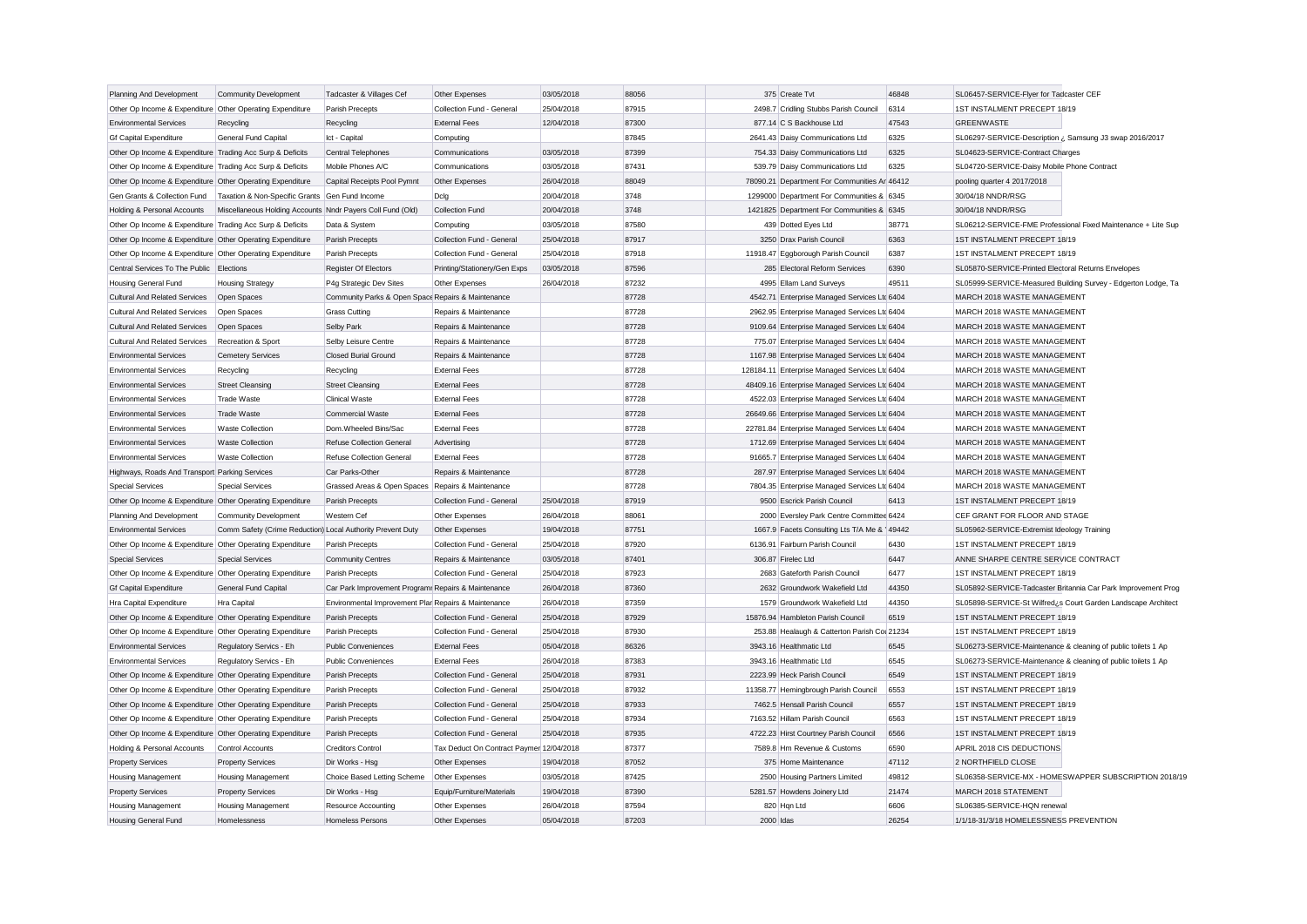| Planning And Development | Community Development | Tadcaster & Villages Cef | Other Expenses | 03/05/2018 | 88056 | 375 | Create Tvt | 46848 | SL06457-SERVICE-Flyer for Tadcaster CEF |
|---|---|---|---|---|---|---|---|---|---|
| Other Op Income & Expenditure | Other Operating Expenditure | Parish Precepts | Collection Fund - General | 25/04/2018 | 87915 | 2498.7 | Cridling Stubbs Parish Council | 6314 | 1ST INSTALMENT PRECEPT 18/19 |
| Environmental Services | Recycling | Recycling | External Fees | 12/04/2018 | 87300 | 877.14 | C S Backhouse Ltd | 47543 | GREENWASTE |
| Gf Capital Expenditure | General Fund Capital | Ict - Capital | Computing | | 87845 | 2641.43 | Daisy Communications Ltd | 6325 | SL06297-SERVICE-Description ¿ Samsung J3 swap 2016/2017 |
| Other Op Income & Expenditure | Trading Acc Surp & Deficits | Central Telephones | Communications | 03/05/2018 | 87399 | 754.33 | Daisy Communications Ltd | 6325 | SL04623-SERVICE-Contract Charges |
| Other Op Income & Expenditure | Trading Acc Surp & Deficits | Mobile Phones A/C | Communications | 03/05/2018 | 87431 | 539.79 | Daisy Communications Ltd | 6325 | SL04720-SERVICE-Daisy Mobile Phone Contract |
| Other Op Income & Expenditure | Other Operating Expenditure | Capital Receipts Pool Pymnt | Other Expenses | 26/04/2018 | 88049 | 78090.21 | Department For Communities Ar | 46412 | pooling quarter 4 2017/2018 |
| Gen Grants & Collection Fund | Taxation & Non-Specific Grants | Gen Fund Income | Dclg | 20/04/2018 | 3748 | 1299000 | Department For Communities & | 6345 | 30/04/18 NNDR/RSG |
| Holding & Personal Accounts | Miscellaneous Holding Accounts | Nndr Payers Coll Fund (Old) | Collection Fund | 20/04/2018 | 3748 | 1421825 | Department For Communities & | 6345 | 30/04/18 NNDR/RSG |
| Other Op Income & Expenditure | Trading Acc Surp & Deficits | Data & System | Computing | 03/05/2018 | 87580 | 439 | Dotted Eyes Ltd | 38771 | SL06212-SERVICE-FME Professional Fixed Maintenance + Lite Sup |
| Other Op Income & Expenditure | Other Operating Expenditure | Parish Precepts | Collection Fund - General | 25/04/2018 | 87917 | 3250 | Drax Parish Council | 6363 | 1ST INSTALMENT PRECEPT 18/19 |
| Other Op Income & Expenditure | Other Operating Expenditure | Parish Precepts | Collection Fund - General | 25/04/2018 | 87918 | 11918.47 | Eggborough Parish Council | 6387 | 1ST INSTALMENT PRECEPT 18/19 |
| Central Services To The Public | Elections | Register Of Electors | Printing/Stationery/Gen Exps | 03/05/2018 | 87596 | 285 | Electoral Reform Services | 6390 | SL05870-SERVICE-Printed Electoral Returns Envelopes |
| Housing General Fund | Housing Strategy | P4g Strategic Dev Sites | Other Expenses | 26/04/2018 | 87232 | 4995 | Ellam Land Surveys | 49511 | SL05999-SERVICE-Measured Building Survey - Edgerton Lodge, Ta |
| Cultural And Related Services | Open Spaces | Community Parks & Open Spaces | Repairs & Maintenance | | 87728 | 4542.71 | Enterprise Managed Services Ltd | 6404 | MARCH 2018 WASTE MANAGEMENT |
| Cultural And Related Services | Open Spaces | Grass Cutting | Repairs & Maintenance | | 87728 | 2962.95 | Enterprise Managed Services Ltd | 6404 | MARCH 2018 WASTE MANAGEMENT |
| Cultural And Related Services | Open Spaces | Selby Park | Repairs & Maintenance | | 87728 | 9109.64 | Enterprise Managed Services Ltd | 6404 | MARCH 2018 WASTE MANAGEMENT |
| Cultural And Related Services | Recreation & Sport | Selby Leisure Centre | Repairs & Maintenance | | 87728 | 775.07 | Enterprise Managed Services Ltd | 6404 | MARCH 2018 WASTE MANAGEMENT |
| Environmental Services | Cemetery Services | Closed Burial Ground | Repairs & Maintenance | | 87728 | 1167.98 | Enterprise Managed Services Ltd | 6404 | MARCH 2018 WASTE MANAGEMENT |
| Environmental Services | Recycling | Recycling | External Fees | | 87728 | 128184.11 | Enterprise Managed Services Ltd | 6404 | MARCH 2018 WASTE MANAGEMENT |
| Environmental Services | Street Cleansing | Street Cleansing | External Fees | | 87728 | 48409.16 | Enterprise Managed Services Ltd | 6404 | MARCH 2018 WASTE MANAGEMENT |
| Environmental Services | Trade Waste | Clinical Waste | External Fees | | 87728 | 4522.03 | Enterprise Managed Services Ltd | 6404 | MARCH 2018 WASTE MANAGEMENT |
| Environmental Services | Trade Waste | Commercial Waste | External Fees | | 87728 | 26649.66 | Enterprise Managed Services Ltd | 6404 | MARCH 2018 WASTE MANAGEMENT |
| Environmental Services | Waste Collection | Dom.Wheeled Bins/Sac | External Fees | | 87728 | 22781.84 | Enterprise Managed Services Ltd | 6404 | MARCH 2018 WASTE MANAGEMENT |
| Environmental Services | Waste Collection | Refuse Collection General | Advertising | | 87728 | 1712.69 | Enterprise Managed Services Ltd | 6404 | MARCH 2018 WASTE MANAGEMENT |
| Environmental Services | Waste Collection | Refuse Collection General | External Fees | | 87728 | 91665.7 | Enterprise Managed Services Ltd | 6404 | MARCH 2018 WASTE MANAGEMENT |
| Highways, Roads And Transport | Parking Services | Car Parks-Other | Repairs & Maintenance | | 87728 | 287.97 | Enterprise Managed Services Ltd | 6404 | MARCH 2018 WASTE MANAGEMENT |
| Special Services | Special Services | Grassed Areas & Open Spaces | Repairs & Maintenance | | 87728 | 7804.35 | Enterprise Managed Services Ltd | 6404 | MARCH 2018 WASTE MANAGEMENT |
| Other Op Income & Expenditure | Other Operating Expenditure | Parish Precepts | Collection Fund - General | 25/04/2018 | 87919 | 9500 | Escrick Parish Council | 6413 | 1ST INSTALMENT PRECEPT 18/19 |
| Planning And Development | Community Development | Western Cef | Other Expenses | 26/04/2018 | 88061 | 2000 | Eversley Park Centre Committee | 6424 | CEF GRANT FOR FLOOR AND STAGE |
| Environmental Services | Comm Safety (Crime Reduction) | Local Authority Prevent Duty | Other Expenses | 19/04/2018 | 87751 | 1667.9 | Facets Consulting Lts T/A Me & ' | 49442 | SL05962-SERVICE-Extremist Ideology Training |
| Other Op Income & Expenditure | Other Operating Expenditure | Parish Precepts | Collection Fund - General | 25/04/2018 | 87920 | 6136.91 | Fairburn Parish Council | 6430 | 1ST INSTALMENT PRECEPT 18/19 |
| Special Services | Special Services | Community Centres | Repairs & Maintenance | 03/05/2018 | 87401 | 306.87 | Firelec Ltd | 6447 | ANNE SHARPE CENTRE SERVICE CONTRACT |
| Other Op Income & Expenditure | Other Operating Expenditure | Parish Precepts | Collection Fund - General | 25/04/2018 | 87923 | 2683 | Gateforth Parish Council | 6477 | 1ST INSTALMENT PRECEPT 18/19 |
| Gf Capital Expenditure | General Fund Capital | Car Park Improvement Program | Repairs & Maintenance | 26/04/2018 | 87360 | 2632 | Groundwork Wakefield Ltd | 44350 | SL05892-SERVICE-Tadcaster Britannia Car Park Improvement Prog |
| Hra Capital Expenditure | Hra Capital | Environmental Improvement Plan | Repairs & Maintenance | 26/04/2018 | 87359 | 1579 | Groundwork Wakefield Ltd | 44350 | SL05898-SERVICE-St Wilfred¿s Court Garden Landscape Architect |
| Other Op Income & Expenditure | Other Operating Expenditure | Parish Precepts | Collection Fund - General | 25/04/2018 | 87929 | 15876.94 | Hambleton Parish Council | 6519 | 1ST INSTALMENT PRECEPT 18/19 |
| Other Op Income & Expenditure | Other Operating Expenditure | Parish Precepts | Collection Fund - General | 25/04/2018 | 87930 | 253.88 | Healaugh & Catterton Parish Co | 21234 | 1ST INSTALMENT PRECEPT 18/19 |
| Environmental Services | Regulatory Servics - Eh | Public Conveniences | External Fees | 05/04/2018 | 86326 | 3943.16 | Healthmatic Ltd | 6545 | SL06273-SERVICE-Maintenance & cleaning of public toilets 1 Ap |
| Environmental Services | Regulatory Servics - Eh | Public Conveniences | External Fees | 26/04/2018 | 87383 | 3943.16 | Healthmatic Ltd | 6545 | SL06273-SERVICE-Maintenance & cleaning of public toilets 1 Ap |
| Other Op Income & Expenditure | Other Operating Expenditure | Parish Precepts | Collection Fund - General | 25/04/2018 | 87931 | 2223.99 | Heck Parish Council | 6549 | 1ST INSTALMENT PRECEPT 18/19 |
| Other Op Income & Expenditure | Other Operating Expenditure | Parish Precepts | Collection Fund - General | 25/04/2018 | 87932 | 11358.77 | Hemingbrough Parish Council | 6553 | 1ST INSTALMENT PRECEPT 18/19 |
| Other Op Income & Expenditure | Other Operating Expenditure | Parish Precepts | Collection Fund - General | 25/04/2018 | 87933 | 7462.5 | Hensall Parish Council | 6557 | 1ST INSTALMENT PRECEPT 18/19 |
| Other Op Income & Expenditure | Other Operating Expenditure | Parish Precepts | Collection Fund - General | 25/04/2018 | 87934 | 7163.52 | Hillam Parish Council | 6563 | 1ST INSTALMENT PRECEPT 18/19 |
| Other Op Income & Expenditure | Other Operating Expenditure | Parish Precepts | Collection Fund - General | 25/04/2018 | 87935 | 4722.23 | Hirst Courtney Parish Council | 6566 | 1ST INSTALMENT PRECEPT 18/19 |
| Holding & Personal Accounts | Control Accounts | Creditors Control | Tax Deduct On Contract Paymer | 12/04/2018 | 87377 | 7589.8 | Hm Revenue & Customs | 6590 | APRIL 2018 CIS DEDUCTIONS |
| Property Services | Property Services | Dir Works - Hsg | Other Expenses | 19/04/2018 | 87052 | 375 | Home Maintenance | 47112 | 2 NORTHFIELD CLOSE |
| Housing Management | Housing Management | Choice Based Letting Scheme | Other Expenses | 03/05/2018 | 87425 | 2500 | Housing Partners Limited | 49812 | SL06358-SERVICE-MX - HOMESWAPPER SUBSCRIPTION 2018/19 |
| Property Services | Property Services | Dir Works - Hsg | Equip/Furniture/Materials | 19/04/2018 | 87390 | 5281.57 | Howdens Joinery Ltd | 21474 | MARCH 2018 STATEMENT |
| Housing Management | Housing Management | Resource Accounting | Other Expenses | 26/04/2018 | 87594 | 820 | Hqn Ltd | 6606 | SL06385-SERVICE-HQN renewal |
| Housing General Fund | Homelessness | Homeless Persons | Other Expenses | 05/04/2018 | 87203 | 2000 | Idas | 26254 | 1/1/18-31/3/18 HOMELESSNESS PREVENTION |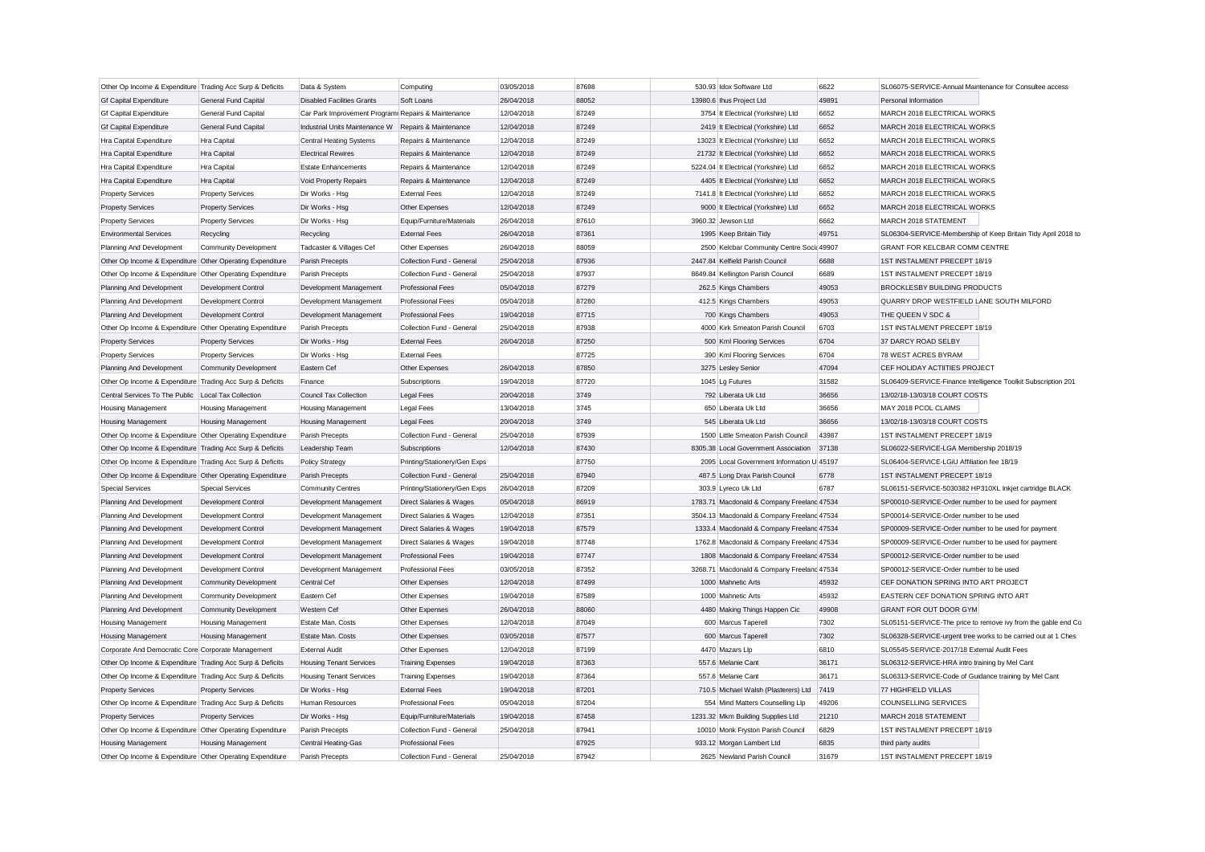| | | | | | | | | | |
|---|---|---|---|---|---|---|---|---|---|
| Other Op Income & Expenditure | Trading Acc Surp & Deficits | Data & System | Computing | 03/05/2018 | 87698 | 530.93 | Idox Software Ltd | 6622 | SL06075-SERVICE-Annual Maintenance for Consultee access |
| Gf Capital Expenditure | General Fund Capital | Disabled Facilities Grants | Soft Loans | 26/04/2018 | 88052 | 13980.6 | Ihus Project Ltd | 49891 | Personal Information |
| Gf Capital Expenditure | General Fund Capital | Car Park Improvement Programi | Repairs & Maintenance | 12/04/2018 | 87249 | 3754 | It Electrical (Yorkshire) Ltd | 6652 | MARCH 2018 ELECTRICAL WORKS |
| Gf Capital Expenditure | General Fund Capital | Industrial Units Maintenance W | Repairs & Maintenance | 12/04/2018 | 87249 | 2419 | It Electrical (Yorkshire) Ltd | 6652 | MARCH 2018 ELECTRICAL WORKS |
| Hra Capital Expenditure | Hra Capital | Central Heating Systems | Repairs & Maintenance | 12/04/2018 | 87249 | 13023 | It Electrical (Yorkshire) Ltd | 6652 | MARCH 2018 ELECTRICAL WORKS |
| Hra Capital Expenditure | Hra Capital | Electrical Rewires | Repairs & Maintenance | 12/04/2018 | 87249 | 21732 | It Electrical (Yorkshire) Ltd | 6652 | MARCH 2018 ELECTRICAL WORKS |
| Hra Capital Expenditure | Hra Capital | Estate Enhancements | Repairs & Maintenance | 12/04/2018 | 87249 | 5224.04 | It Electrical (Yorkshire) Ltd | 6652 | MARCH 2018 ELECTRICAL WORKS |
| Hra Capital Expenditure | Hra Capital | Void Property Repairs | Repairs & Maintenance | 12/04/2018 | 87249 | 4405 | It Electrical (Yorkshire) Ltd | 6652 | MARCH 2018 ELECTRICAL WORKS |
| Property Services | Property Services | Dir Works - Hsg | External Fees | 12/04/2018 | 87249 | 7141.8 | It Electrical (Yorkshire) Ltd | 6652 | MARCH 2018 ELECTRICAL WORKS |
| Property Services | Property Services | Dir Works - Hsg | Other Expenses | 12/04/2018 | 87249 | 9000 | It Electrical (Yorkshire) Ltd | 6652 | MARCH 2018 ELECTRICAL WORKS |
| Property Services | Property Services | Dir Works - Hsg | Equip/Furniture/Materials | 26/04/2018 | 87610 | 3960.32 | Jewson Ltd | 6662 | MARCH 2018 STATEMENT |
| Environmental Services | Recycling | Recycling | External Fees | 26/04/2018 | 87361 | 1995 | Keep Britain Tidy | 49751 | SL06304-SERVICE-Membership of Keep Britain Tidy April 2018 to |
| Planning And Development | Community Development | Tadcaster & Villages Cef | Other Expenses | 26/04/2018 | 88059 | 2500 | Kelcbar Community Centre Soci | 49907 | GRANT FOR KELCBAR COMM CENTRE |
| Other Op Income & Expenditure | Other Operating Expenditure | Parish Precepts | Collection Fund - General | 25/04/2018 | 87936 | 2447.84 | Kelfield Parish Council | 6688 | 1ST INSTALMENT PRECEPT 18/19 |
| Other Op Income & Expenditure | Other Operating Expenditure | Parish Precepts | Collection Fund - General | 25/04/2018 | 87937 | 8649.84 | Kellington Parish Council | 6689 | 1ST INSTALMENT PRECEPT 18/19 |
| Planning And Development | Development Control | Development Management | Professional Fees | 05/04/2018 | 87279 | 262.5 | Kings Chambers | 49053 | BROCKLESBY BUILDING PRODUCTS |
| Planning And Development | Development Control | Development Management | Professional Fees | 05/04/2018 | 87280 | 412.5 | Kings Chambers | 49053 | QUARRY DROP WESTFIELD LANE SOUTH MILFORD |
| Planning And Development | Development Control | Development Management | Professional Fees | 19/04/2018 | 87715 | 700 | Kings Chambers | 49053 | THE QUEEN V SDC & |
| Other Op Income & Expenditure | Other Operating Expenditure | Parish Precepts | Collection Fund - General | 25/04/2018 | 87938 | 4000 | Kirk Smeaton Parish Council | 6703 | 1ST INSTALMENT PRECEPT 18/19 |
| Property Services | Property Services | Dir Works - Hsg | External Fees | 26/04/2018 | 87250 | 500 | Kml Flooring Services | 6704 | 37 DARCY ROAD SELBY |
| Property Services | Property Services | Dir Works - Hsg | External Fees | | 87725 | 390 | Kml Flooring Services | 6704 | 78 WEST ACRES BYRAM |
| Planning And Development | Community Development | Eastern Cef | Other Expenses | 26/04/2018 | 87850 | 3275 | Lesley Senior | 47094 | CEF HOLIDAY ACTIITIES PROJECT |
| Other Op Income & Expenditure | Trading Acc Surp & Deficits | Finance | Subscriptions | 19/04/2018 | 87720 | 1045 | Lg Futures | 31582 | SL06409-SERVICE-Finance Intelligence Toolkit Subscription 201 |
| Central Services To The Public | Local Tax Collection | Council Tax Collection | Legal Fees | 20/04/2018 | 3749 | 792 | Liberata Uk Ltd | 36656 | 13/02/18-13/03/18 COURT COSTS |
| Housing Management | Housing Management | Housing Management | Legal Fees | 13/04/2018 | 3745 | 650 | Liberata Uk Ltd | 36656 | MAY 2018 PCOL CLAIMS |
| Housing Management | Housing Management | Housing Management | Legal Fees | 20/04/2018 | 3749 | 545 | Liberata Uk Ltd | 36656 | 13/02/18-13/03/18 COURT COSTS |
| Other Op Income & Expenditure | Other Operating Expenditure | Parish Precepts | Collection Fund - General | 25/04/2018 | 87939 | 1500 | Little Smeaton Parish Council | 43987 | 1ST INSTALMENT PRECEPT 18/19 |
| Other Op Income & Expenditure | Trading Acc Surp & Deficits | Leadership Team | Subscriptions | 12/04/2018 | 87430 | 8305.38 | Local Government Association | 37138 | SL06022-SERVICE-LGA Membership 2018/19 |
| Other Op Income & Expenditure | Trading Acc Surp & Deficits | Policy Strategy | Printing/Stationery/Gen Exps | | 87750 | 2095 | Local Government Information U | 45197 | SL06404-SERVICE-LGiU Affiliation fee 18/19 |
| Other Op Income & Expenditure | Other Operating Expenditure | Parish Precepts | Collection Fund - General | 25/04/2018 | 87940 | 487.5 | Long Drax Parish Council | 6778 | 1ST INSTALMENT PRECEPT 18/19 |
| Special Services | Special Services | Community Centres | Printing/Stationery/Gen Exps | 26/04/2018 | 87209 | 303.9 | Lyreco Uk Ltd | 6787 | SL06151-SERVICE-5030382 HP310XL Inkjet cartridge BLACK |
| Planning And Development | Development Control | Development Management | Direct Salaries & Wages | 05/04/2018 | 86919 | 1783.71 | Macdonald & Company Freelanc | 47534 | SP00010-SERVICE-Order number to be used for payment |
| Planning And Development | Development Control | Development Management | Direct Salaries & Wages | 12/04/2018 | 87351 | 3504.13 | Macdonald & Company Freelanc | 47534 | SP00014-SERVICE-Order number to be used |
| Planning And Development | Development Control | Development Management | Direct Salaries & Wages | 19/04/2018 | 87579 | 1333.4 | Macdonald & Company Freelanc | 47534 | SP00009-SERVICE-Order number to be used for payment |
| Planning And Development | Development Control | Development Management | Direct Salaries & Wages | 19/04/2018 | 87748 | 1762.8 | Macdonald & Company Freelanc | 47534 | SP00009-SERVICE-Order number to be used for payment |
| Planning And Development | Development Control | Development Management | Professional Fees | 19/04/2018 | 87747 | 1808 | Macdonald & Company Freelanc | 47534 | SP00012-SERVICE-Order number to be used |
| Planning And Development | Development Control | Development Management | Professional Fees | 03/05/2018 | 87352 | 3268.71 | Macdonald & Company Freelanc | 47534 | SP00012-SERVICE-Order number to be used |
| Planning And Development | Community Development | Central Cef | Other Expenses | 12/04/2018 | 87499 | 1000 | Mahnetic Arts | 45932 | CEF DONATION SPRING INTO ART PROJECT |
| Planning And Development | Community Development | Eastern Cef | Other Expenses | 19/04/2018 | 87589 | 1000 | Mahnetic Arts | 45932 | EASTERN CEF DONATION SPRING INTO ART |
| Planning And Development | Community Development | Western Cef | Other Expenses | 26/04/2018 | 88060 | 4480 | Making Things Happen Cic | 49908 | GRANT FOR OUT DOOR GYM |
| Housing Management | Housing Management | Estate Man. Costs | Other Expenses | 12/04/2018 | 87049 | 600 | Marcus Taperell | 7302 | SL05151-SERVICE-The price to remove ivy from the gable end Co |
| Housing Management | Housing Management | Estate Man. Costs | Other Expenses | 03/05/2018 | 87577 | 600 | Marcus Taperell | 7302 | SL06328-SERVICE-urgent tree works to be carried out at 1 Ches |
| Corporate And Democratic Core | Corporate Management | External Audit | Other Expenses | 12/04/2018 | 87199 | 4470 | Mazars Llp | 6810 | SL05545-SERVICE-2017/18 External Audit Fees |
| Other Op Income & Expenditure | Trading Acc Surp & Deficits | Housing Tenant Services | Training Expenses | 19/04/2018 | 87363 | 557.6 | Melanie Cant | 36171 | SL06312-SERVICE-HRA intro training by Mel Cant |
| Other Op Income & Expenditure | Trading Acc Surp & Deficits | Housing Tenant Services | Training Expenses | 19/04/2018 | 87364 | 557.6 | Melanie Cant | 36171 | SL06313-SERVICE-Code of Guidance training by Mel Cant |
| Property Services | Property Services | Dir Works - Hsg | External Fees | 19/04/2018 | 87201 | 710.5 | Michael Walsh (Plasterers) Ltd | 7419 | 77 HIGHFIELD VILLAS |
| Other Op Income & Expenditure | Trading Acc Surp & Deficits | Human Resources | Professional Fees | 05/04/2018 | 87204 | 554 | Mind Matters Counselling Llp | 49206 | COUNSELLING SERVICES |
| Property Services | Property Services | Dir Works - Hsg | Equip/Furniture/Materials | 19/04/2018 | 87458 | 1231.32 | Mkm Building Supplies Ltd | 21210 | MARCH 2018 STATEMENT |
| Other Op Income & Expenditure | Other Operating Expenditure | Parish Precepts | Collection Fund - General | 25/04/2018 | 87941 | 10010 | Monk Fryston Parish Council | 6829 | 1ST INSTALMENT PRECEPT 18/19 |
| Housing Management | Housing Management | Central Heating-Gas | Professional Fees | | 87925 | 933.12 | Morgan Lambert Ltd | 6835 | third party audits |
| Other Op Income & Expenditure | Other Operating Expenditure | Parish Precepts | Collection Fund - General | 25/04/2018 | 87942 | 2625 | Newland Parish Council | 31679 | 1ST INSTALMENT PRECEPT 18/19 |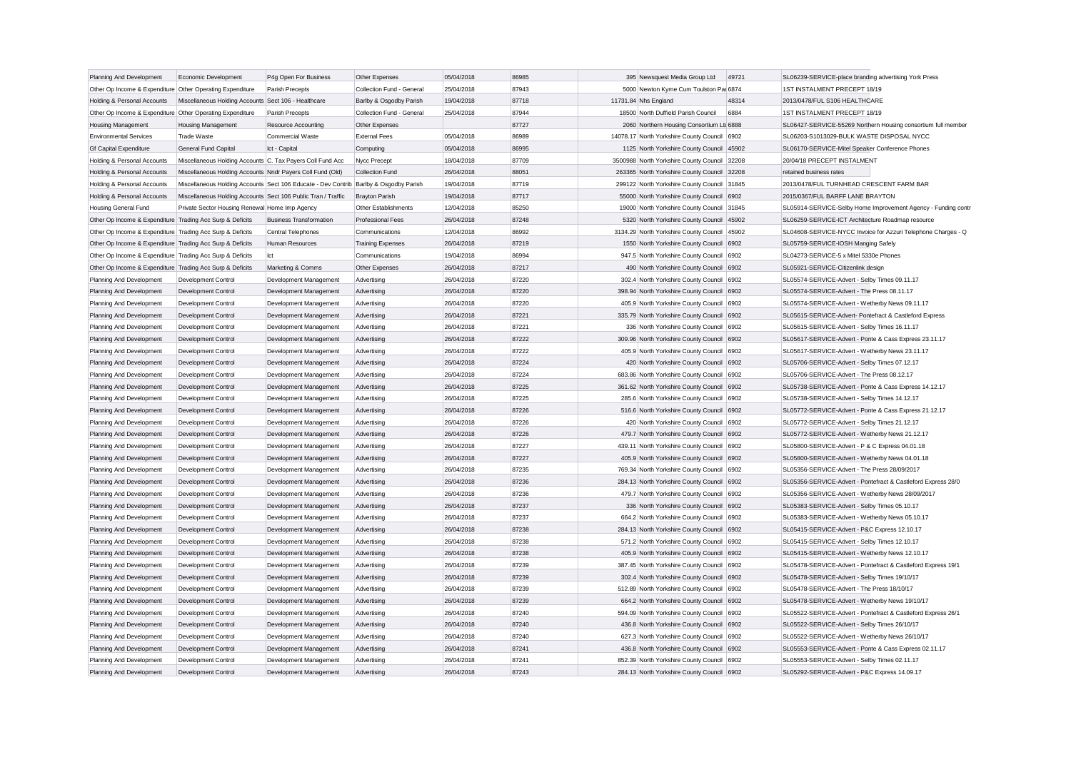| | | | | | | | | | |
|---|---|---|---|---|---|---|---|---|---|
| Planning And Development | Economic Development | P4g Open For Business | Other Expenses | 05/04/2018 | 86985 | 395 | Newsquest Media Group Ltd | 49721 | SL06239-SERVICE-place branding advertising York Press |
| Other Op Income & Expenditure | Other Operating Expenditure | Parish Precepts | Collection Fund - General | 25/04/2018 | 87943 | 5000 | Newton Kyme Cum Toulston Par | 6874 | 1ST INSTALMENT PRECEPT 18/19 |
| Holding & Personal Accounts | Miscellaneous Holding Accounts | Sect 106 - Healthcare | Barlby & Osgodby Parish | 19/04/2018 | 87718 | 11731.84 | Nhs England | 48314 | 2013/0478/FUL S106 HEALTHCARE |
| Other Op Income & Expenditure | Other Operating Expenditure | Parish Precepts | Collection Fund - General | 25/04/2018 | 87944 | 18500 | North Duffield Parish Council | 6884 | 1ST INSTALMENT PRECEPT 18/19 |
| Housing Management | Housing Management | Resource Accounting | Other Expenses | | 87727 | 2060 | Northern Housing Consortium Ltd | 6888 | SL06427-SERVICE-55269 Northern Housing consortium full member |
| Environmental Services | Trade Waste | Commercial Waste | External Fees | 05/04/2018 | 86989 | 14078.17 | North Yorkshire County Council | 6902 | SL06203-S1013029-BULK WASTE DISPOSAL NYCC |
| Gf Capital Expenditure | General Fund Capital | Ict - Capital | Computing | 05/04/2018 | 86995 | 1125 | North Yorkshire County Council | 45902 | SL06170-SERVICE-Mitel Speaker Conference Phones |
| Holding & Personal Accounts | Miscellaneous Holding Accounts | C. Tax Payers Coll Fund Acc | Nycc Precept | 18/04/2018 | 87709 | 3500988 | North Yorkshire County Council | 32208 | 20/04/18 PRECEPT INSTALMENT |
| Holding & Personal Accounts | Miscellaneous Holding Accounts | Nndr Payers Coll Fund (Old) | Collection Fund | 26/04/2018 | 88051 | 263365 | North Yorkshire County Council | 32208 | retained business rates |
| Holding & Personal Accounts | Miscellaneous Holding Accounts | Sect 106 Educate - Dev Contrib | Barlby & Osgodby Parish | 19/04/2018 | 87719 | 299122 | North Yorkshire County Council | 31845 | 2013/0478/FUL TURNHEAD CRESCENT FARM BAR |
| Holding & Personal Accounts | Miscellaneous Holding Accounts | Sect 106 Public Tran / Traffic | Brayton Parish | 19/04/2018 | 87717 | 55000 | North Yorkshire County Council | 6902 | 2015/0367/FUL BARFF LANE BRAYTON |
| Housing General Fund | Private Sector Housing Renewal | Home Imp Agency | Other Establishments | 12/04/2018 | 85250 | 19000 | North Yorkshire County Council | 31845 | SL05914-SERVICE-Selby Home Improvement Agency - Funding contr |
| Other Op Income & Expenditure | Trading Acc Surp & Deficits | Business Transformation | Professional Fees | 26/04/2018 | 87248 | 5320 | North Yorkshire County Council | 45902 | SL06259-SERVICE-ICT Architecture Roadmap resource |
| Other Op Income & Expenditure | Trading Acc Surp & Deficits | Central Telephones | Communications | 12/04/2018 | 86992 | 3134.29 | North Yorkshire County Council | 45902 | SL04608-SERVICE-NYCC Invoice for Azzuri Telephone Charges - Q |
| Other Op Income & Expenditure | Trading Acc Surp & Deficits | Human Resources | Training Expenses | 26/04/2018 | 87219 | 1550 | North Yorkshire County Council | 6902 | SL05759-SERVICE-IOSH Manging Safely |
| Other Op Income & Expenditure | Trading Acc Surp & Deficits | Ict | Communications | 19/04/2018 | 86994 | 947.5 | North Yorkshire County Council | 6902 | SL04273-SERVICE-5 x Mitel 5330e Phones |
| Other Op Income & Expenditure | Trading Acc Surp & Deficits | Marketing & Comms | Other Expenses | 26/04/2018 | 87217 | 490 | North Yorkshire County Council | 6902 | SL05921-SERVICE-Citizenlink design |
| Planning And Development | Development Control | Development Management | Advertising | 26/04/2018 | 87220 | 302.4 | North Yorkshire County Council | 6902 | SL05574-SERVICE-Advert - Selby Times 09.11.17 |
| Planning And Development | Development Control | Development Management | Advertising | 26/04/2018 | 87220 | 398.94 | North Yorkshire County Council | 6902 | SL05574-SERVICE-Advert - The Press 08.11.17 |
| Planning And Development | Development Control | Development Management | Advertising | 26/04/2018 | 87220 | 405.9 | North Yorkshire County Council | 6902 | SL05574-SERVICE-Advert - Wetherby News 09.11.17 |
| Planning And Development | Development Control | Development Management | Advertising | 26/04/2018 | 87221 | 335.79 | North Yorkshire County Council | 6902 | SL05615-SERVICE-Advert- Pontefract & Castleford Express |
| Planning And Development | Development Control | Development Management | Advertising | 26/04/2018 | 87221 | 336 | North Yorkshire County Council | 6902 | SL05615-SERVICE-Advert - Selby Times 16.11.17 |
| Planning And Development | Development Control | Development Management | Advertising | 26/04/2018 | 87222 | 309.96 | North Yorkshire County Council | 6902 | SL05617-SERVICE-Advert - Ponte & Cass Express 23.11.17 |
| Planning And Development | Development Control | Development Management | Advertising | 26/04/2018 | 87222 | 405.9 | North Yorkshire County Council | 6902 | SL05617-SERVICE-Advert - Wetherby News 23.11.17 |
| Planning And Development | Development Control | Development Management | Advertising | 26/04/2018 | 87224 | 420 | North Yorkshire County Council | 6902 | SL05706-SERVICE-Advert - Selby Times 07.12.17 |
| Planning And Development | Development Control | Development Management | Advertising | 26/04/2018 | 87224 | 683.86 | North Yorkshire County Council | 6902 | SL05706-SERVICE-Advert - The Press 08.12.17 |
| Planning And Development | Development Control | Development Management | Advertising | 26/04/2018 | 87225 | 361.62 | North Yorkshire County Council | 6902 | SL05738-SERVICE-Advert - Ponte & Cass Express 14.12.17 |
| Planning And Development | Development Control | Development Management | Advertising | 26/04/2018 | 87225 | 285.6 | North Yorkshire County Council | 6902 | SL05738-SERVICE-Advert - Selby Times 14.12.17 |
| Planning And Development | Development Control | Development Management | Advertising | 26/04/2018 | 87226 | 516.6 | North Yorkshire County Council | 6902 | SL05772-SERVICE-Advert - Ponte & Cass Express 21.12.17 |
| Planning And Development | Development Control | Development Management | Advertising | 26/04/2018 | 87226 | 420 | North Yorkshire County Council | 6902 | SL05772-SERVICE-Advert - Selby Times 21.12.17 |
| Planning And Development | Development Control | Development Management | Advertising | 26/04/2018 | 87226 | 479.7 | North Yorkshire County Council | 6902 | SL05772-SERVICE-Advert - Wetherby News 21.12.17 |
| Planning And Development | Development Control | Development Management | Advertising | 26/04/2018 | 87227 | 439.11 | North Yorkshire County Council | 6902 | SL05800-SERVICE-Advert - P & C Express 04.01.18 |
| Planning And Development | Development Control | Development Management | Advertising | 26/04/2018 | 87227 | 405.9 | North Yorkshire County Council | 6902 | SL05800-SERVICE-Advert - Wetherby News 04.01.18 |
| Planning And Development | Development Control | Development Management | Advertising | 26/04/2018 | 87235 | 769.34 | North Yorkshire County Council | 6902 | SL05356-SERVICE-Advert - The Press 28/09/2017 |
| Planning And Development | Development Control | Development Management | Advertising | 26/04/2018 | 87236 | 284.13 | North Yorkshire County Council | 6902 | SL05356-SERVICE-Advert - Pontefract & Castleford Express 28/0 |
| Planning And Development | Development Control | Development Management | Advertising | 26/04/2018 | 87236 | 479.7 | North Yorkshire County Council | 6902 | SL05356-SERVICE-Advert - Wetherby News 28/09/2017 |
| Planning And Development | Development Control | Development Management | Advertising | 26/04/2018 | 87237 | 336 | North Yorkshire County Council | 6902 | SL05383-SERVICE-Advert - Selby Times 05.10.17 |
| Planning And Development | Development Control | Development Management | Advertising | 26/04/2018 | 87237 | 664.2 | North Yorkshire County Council | 6902 | SL05383-SERVICE-Advert - Wetherby News 05.10.17 |
| Planning And Development | Development Control | Development Management | Advertising | 26/04/2018 | 87238 | 284.13 | North Yorkshire County Council | 6902 | SL05415-SERVICE-Advert - P&C Express 12.10.17 |
| Planning And Development | Development Control | Development Management | Advertising | 26/04/2018 | 87238 | 571.2 | North Yorkshire County Council | 6902 | SL05415-SERVICE-Advert - Selby Times 12.10.17 |
| Planning And Development | Development Control | Development Management | Advertising | 26/04/2018 | 87238 | 405.9 | North Yorkshire County Council | 6902 | SL05415-SERVICE-Advert - Wetherby News 12.10.17 |
| Planning And Development | Development Control | Development Management | Advertising | 26/04/2018 | 87239 | 387.45 | North Yorkshire County Council | 6902 | SL05478-SERVICE-Advert - Pontefract & Castleford Express 19/1 |
| Planning And Development | Development Control | Development Management | Advertising | 26/04/2018 | 87239 | 302.4 | North Yorkshire County Council | 6902 | SL05478-SERVICE-Advert - Selby Times 19/10/17 |
| Planning And Development | Development Control | Development Management | Advertising | 26/04/2018 | 87239 | 512.89 | North Yorkshire County Council | 6902 | SL05478-SERVICE-Advert - The Press 18/10/17 |
| Planning And Development | Development Control | Development Management | Advertising | 26/04/2018 | 87239 | 664.2 | North Yorkshire County Council | 6902 | SL05478-SERVICE-Advert - Wetherby News 19/10/17 |
| Planning And Development | Development Control | Development Management | Advertising | 26/04/2018 | 87240 | 594.09 | North Yorkshire County Council | 6902 | SL05522-SERVICE-Advert - Pontefract & Castleford Express 26/1 |
| Planning And Development | Development Control | Development Management | Advertising | 26/04/2018 | 87240 | 436.8 | North Yorkshire County Council | 6902 | SL05522-SERVICE-Advert - Selby Times 26/10/17 |
| Planning And Development | Development Control | Development Management | Advertising | 26/04/2018 | 87240 | 627.3 | North Yorkshire County Council | 6902 | SL05522-SERVICE-Advert - Wetherby News 26/10/17 |
| Planning And Development | Development Control | Development Management | Advertising | 26/04/2018 | 87241 | 436.8 | North Yorkshire County Council | 6902 | SL05553-SERVICE-Advert - Ponte & Cass Express 02.11.17 |
| Planning And Development | Development Control | Development Management | Advertising | 26/04/2018 | 87241 | 852.39 | North Yorkshire County Council | 6902 | SL05553-SERVICE-Advert - Selby Times 02.11.17 |
| Planning And Development | Development Control | Development Management | Advertising | 26/04/2018 | 87243 | 284.13 | North Yorkshire County Council | 6902 | SL05292-SERVICE-Advert - P&C Express 14.09.17 |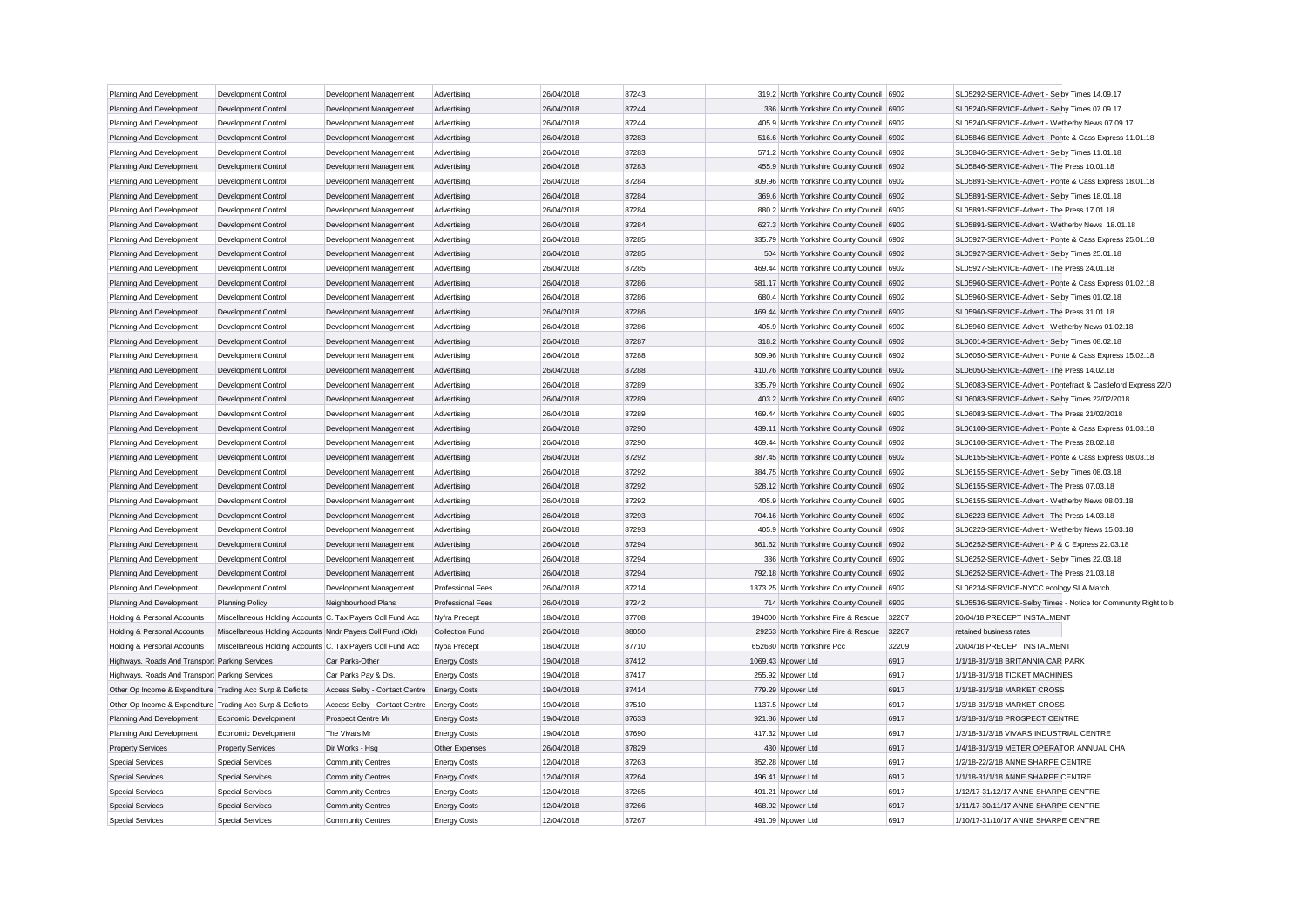| | | | | | | | | | |
|---|---|---|---|---|---|---|---|---|---|
| Planning And Development | Development Control | Development Management | Advertising | 26/04/2018 | 87243 | 319.2 | North Yorkshire County Council | 6902 | SL05292-SERVICE-Advert - Selby Times 14.09.17 |
| Planning And Development | Development Control | Development Management | Advertising | 26/04/2018 | 87244 | 336 | North Yorkshire County Council | 6902 | SL05240-SERVICE-Advert - Selby Times 07.09.17 |
| Planning And Development | Development Control | Development Management | Advertising | 26/04/2018 | 87244 | 405.9 | North Yorkshire County Council | 6902 | SL05240-SERVICE-Advert - Wetherby News 07.09.17 |
| Planning And Development | Development Control | Development Management | Advertising | 26/04/2018 | 87283 | 516.6 | North Yorkshire County Council | 6902 | SL05846-SERVICE-Advert - Ponte & Cass Express 11.01.18 |
| Planning And Development | Development Control | Development Management | Advertising | 26/04/2018 | 87283 | 571.2 | North Yorkshire County Council | 6902 | SL05846-SERVICE-Advert - Selby Times 11.01.18 |
| Planning And Development | Development Control | Development Management | Advertising | 26/04/2018 | 87283 | 455.9 | North Yorkshire County Council | 6902 | SL05846-SERVICE-Advert - The Press 10.01.18 |
| Planning And Development | Development Control | Development Management | Advertising | 26/04/2018 | 87284 | 309.96 | North Yorkshire County Council | 6902 | SL05891-SERVICE-Advert - Ponte & Cass Express 18.01.18 |
| Planning And Development | Development Control | Development Management | Advertising | 26/04/2018 | 87284 | 369.6 | North Yorkshire County Council | 6902 | SL05891-SERVICE-Advert - Selby Times 18.01.18 |
| Planning And Development | Development Control | Development Management | Advertising | 26/04/2018 | 87284 | 880.2 | North Yorkshire County Council | 6902 | SL05891-SERVICE-Advert - The Press 17.01.18 |
| Planning And Development | Development Control | Development Management | Advertising | 26/04/2018 | 87284 | 627.3 | North Yorkshire County Council | 6902 | SL05891-SERVICE-Advert - Wetherby News 18.01.18 |
| Planning And Development | Development Control | Development Management | Advertising | 26/04/2018 | 87285 | 335.79 | North Yorkshire County Council | 6902 | SL05927-SERVICE-Advert - Ponte & Cass Express 25.01.18 |
| Planning And Development | Development Control | Development Management | Advertising | 26/04/2018 | 87285 | 504 | North Yorkshire County Council | 6902 | SL05927-SERVICE-Advert - Selby Times 25.01.18 |
| Planning And Development | Development Control | Development Management | Advertising | 26/04/2018 | 87285 | 469.44 | North Yorkshire County Council | 6902 | SL05927-SERVICE-Advert - The Press 24.01.18 |
| Planning And Development | Development Control | Development Management | Advertising | 26/04/2018 | 87286 | 581.17 | North Yorkshire County Council | 6902 | SL05960-SERVICE-Advert - Ponte & Cass Express 01.02.18 |
| Planning And Development | Development Control | Development Management | Advertising | 26/04/2018 | 87286 | 680.4 | North Yorkshire County Council | 6902 | SL05960-SERVICE-Advert - Selby Times 01.02.18 |
| Planning And Development | Development Control | Development Management | Advertising | 26/04/2018 | 87286 | 469.44 | North Yorkshire County Council | 6902 | SL05960-SERVICE-Advert - The Press 31.01.18 |
| Planning And Development | Development Control | Development Management | Advertising | 26/04/2018 | 87286 | 405.9 | North Yorkshire County Council | 6902 | SL05960-SERVICE-Advert - Wetherby News 01.02.18 |
| Planning And Development | Development Control | Development Management | Advertising | 26/04/2018 | 87287 | 318.2 | North Yorkshire County Council | 6902 | SL06014-SERVICE-Advert - Selby Times 08.02.18 |
| Planning And Development | Development Control | Development Management | Advertising | 26/04/2018 | 87288 | 309.96 | North Yorkshire County Council | 6902 | SL06050-SERVICE-Advert - Ponte & Cass Express 15.02.18 |
| Planning And Development | Development Control | Development Management | Advertising | 26/04/2018 | 87288 | 410.76 | North Yorkshire County Council | 6902 | SL06050-SERVICE-Advert - The Press 14.02.18 |
| Planning And Development | Development Control | Development Management | Advertising | 26/04/2018 | 87289 | 335.79 | North Yorkshire County Council | 6902 | SL06083-SERVICE-Advert - Pontefract & Castleford Express 22/0 |
| Planning And Development | Development Control | Development Management | Advertising | 26/04/2018 | 87289 | 403.2 | North Yorkshire County Council | 6902 | SL06083-SERVICE-Advert - Selby Times 22/02/2018 |
| Planning And Development | Development Control | Development Management | Advertising | 26/04/2018 | 87289 | 469.44 | North Yorkshire County Council | 6902 | SL06083-SERVICE-Advert - The Press 21/02/2018 |
| Planning And Development | Development Control | Development Management | Advertising | 26/04/2018 | 87290 | 439.11 | North Yorkshire County Council | 6902 | SL06108-SERVICE-Advert - Ponte & Cass Express 01.03.18 |
| Planning And Development | Development Control | Development Management | Advertising | 26/04/2018 | 87290 | 469.44 | North Yorkshire County Council | 6902 | SL06108-SERVICE-Advert - The Press 28.02.18 |
| Planning And Development | Development Control | Development Management | Advertising | 26/04/2018 | 87292 | 387.45 | North Yorkshire County Council | 6902 | SL06155-SERVICE-Advert - Ponte & Cass Express 08.03.18 |
| Planning And Development | Development Control | Development Management | Advertising | 26/04/2018 | 87292 | 384.75 | North Yorkshire County Council | 6902 | SL06155-SERVICE-Advert - Selby Times 08.03.18 |
| Planning And Development | Development Control | Development Management | Advertising | 26/04/2018 | 87292 | 528.12 | North Yorkshire County Council | 6902 | SL06155-SERVICE-Advert - The Press 07.03.18 |
| Planning And Development | Development Control | Development Management | Advertising | 26/04/2018 | 87292 | 405.9 | North Yorkshire County Council | 6902 | SL06155-SERVICE-Advert - Wetherby News 08.03.18 |
| Planning And Development | Development Control | Development Management | Advertising | 26/04/2018 | 87293 | 704.16 | North Yorkshire County Council | 6902 | SL06223-SERVICE-Advert - The Press 14.03.18 |
| Planning And Development | Development Control | Development Management | Advertising | 26/04/2018 | 87293 | 405.9 | North Yorkshire County Council | 6902 | SL06223-SERVICE-Advert - Wetherby News 15.03.18 |
| Planning And Development | Development Control | Development Management | Advertising | 26/04/2018 | 87294 | 361.62 | North Yorkshire County Council | 6902 | SL06252-SERVICE-Advert - P & C Express 22.03.18 |
| Planning And Development | Development Control | Development Management | Advertising | 26/04/2018 | 87294 | 336 | North Yorkshire County Council | 6902 | SL06252-SERVICE-Advert - Selby Times 22.03.18 |
| Planning And Development | Development Control | Development Management | Advertising | 26/04/2018 | 87294 | 792.18 | North Yorkshire County Council | 6902 | SL06252-SERVICE-Advert - The Press 21.03.18 |
| Planning And Development | Development Control | Development Management | Professional Fees | 26/04/2018 | 87214 | 1373.25 | North Yorkshire County Council | 6902 | SL06234-SERVICE-NYCC ecology SLA March |
| Planning And Development | Planning Policy | Neighbourhood Plans | Professional Fees | 26/04/2018 | 87242 | 714 | North Yorkshire County Council | 6902 | SL05536-SERVICE-Selby Times - Notice for Community Right to b |
| Holding & Personal Accounts | Miscellaneous Holding Accounts | C. Tax Payers Coll Fund Acc | Nyfra Precept | 18/04/2018 | 87708 | 194000 | North Yorkshire Fire & Rescue | 32207 | 20/04/18 PRECEPT INSTALMENT |
| Holding & Personal Accounts | Miscellaneous Holding Accounts | Nndr Payers Coll Fund (Old) | Collection Fund | 26/04/2018 | 88050 | 29263 | North Yorkshire Fire & Rescue | 32207 | retained business rates |
| Holding & Personal Accounts | Miscellaneous Holding Accounts | C. Tax Payers Coll Fund Acc | Nypa Precept | 18/04/2018 | 87710 | 652680 | North Yorkshire Pcc | 32209 | 20/04/18 PRECEPT INSTALMENT |
| Highways, Roads And Transport | Parking Services | Car Parks-Other | Energy Costs | 19/04/2018 | 87412 | 1069.43 | Npower Ltd | 6917 | 1/1/18-31/3/18 BRITANNIA CAR PARK |
| Highways, Roads And Transport | Parking Services | Car Parks Pay & Dis. | Energy Costs | 19/04/2018 | 87417 | 255.92 | Npower Ltd | 6917 | 1/1/18-31/3/18 TICKET MACHINES |
| Other Op Income & Expenditure | Trading Acc Surp & Deficits | Access Selby - Contact Centre | Energy Costs | 19/04/2018 | 87414 | 779.29 | Npower Ltd | 6917 | 1/1/18-31/3/18 MARKET CROSS |
| Other Op Income & Expenditure | Trading Acc Surp & Deficits | Access Selby - Contact Centre | Energy Costs | 19/04/2018 | 87510 | 1137.5 | Npower Ltd | 6917 | 1/3/18-31/3/18 MARKET CROSS |
| Planning And Development | Economic Development | Prospect Centre Mr | Energy Costs | 19/04/2018 | 87633 | 921.86 | Npower Ltd | 6917 | 1/3/18-31/3/18 PROSPECT CENTRE |
| Planning And Development | Economic Development | The Vivars Mr | Energy Costs | 19/04/2018 | 87690 | 417.32 | Npower Ltd | 6917 | 1/3/18-31/3/18 VIVARS INDUSTRIAL CENTRE |
| Property Services | Property Services | Dir Works - Hsg | Other Expenses | 26/04/2018 | 87829 | 430 | Npower Ltd | 6917 | 1/4/18-31/3/19 METER OPERATOR ANNUAL CHA |
| Special Services | Special Services | Community Centres | Energy Costs | 12/04/2018 | 87263 | 352.28 | Npower Ltd | 6917 | 1/2/18-22/2/18 ANNE SHARPE CENTRE |
| Special Services | Special Services | Community Centres | Energy Costs | 12/04/2018 | 87264 | 496.41 | Npower Ltd | 6917 | 1/1/18-31/1/18 ANNE SHARPE CENTRE |
| Special Services | Special Services | Community Centres | Energy Costs | 12/04/2018 | 87265 | 491.21 | Npower Ltd | 6917 | 1/12/17-31/12/17 ANNE SHARPE CENTRE |
| Special Services | Special Services | Community Centres | Energy Costs | 12/04/2018 | 87266 | 468.92 | Npower Ltd | 6917 | 1/11/17-30/11/17 ANNE SHARPE CENTRE |
| Special Services | Special Services | Community Centres | Energy Costs | 12/04/2018 | 87267 | 491.09 | Npower Ltd | 6917 | 1/10/17-31/10/17 ANNE SHARPE CENTRE |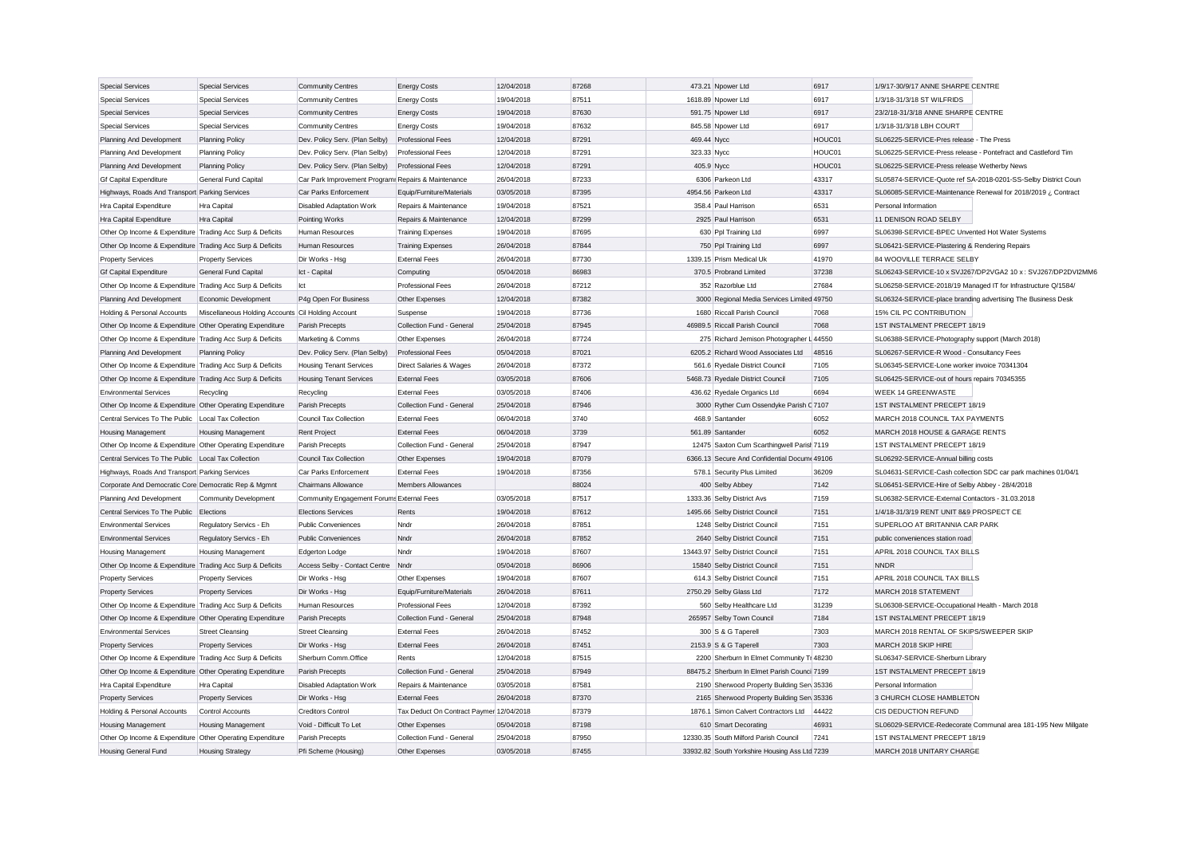| Special Services | Special Services | Community Centres | Energy Costs | 12/04/2018 | 87268 | 473.21 | Npower Ltd | 6917 | 1/9/17-30/9/17 ANNE SHARPE CENTRE |
|---|---|---|---|---|---|---|---|---|---|
| Special Services | Special Services | Community Centres | Energy Costs | 19/04/2018 | 87511 | 1618.89 | Npower Ltd | 6917 | 1/3/18-31/3/18 ST WILFRIDS |
| Special Services | Special Services | Community Centres | Energy Costs | 19/04/2018 | 87630 | 591.75 | Npower Ltd | 6917 | 23/2/18-31/3/18 ANNE SHARPE CENTRE |
| Special Services | Special Services | Community Centres | Energy Costs | 19/04/2018 | 87632 | 845.58 | Npower Ltd | 6917 | 1/3/18-31/3/18 LBH COURT |
| Planning And Development | Planning Policy | Dev. Policy Serv. (Plan Selby) | Professional Fees | 12/04/2018 | 87291 | 469.44 | Nycc | HOUC01 | SL06225-SERVICE-Pres release - The Press |
| Planning And Development | Planning Policy | Dev. Policy Serv. (Plan Selby) | Professional Fees | 12/04/2018 | 87291 | 323.33 | Nycc | HOUC01 | SL06225-SERVICE-Press release - Pontefract and Castleford Tim |
| Planning And Development | Planning Policy | Dev. Policy Serv. (Plan Selby) | Professional Fees | 12/04/2018 | 87291 | 405.9 | Nycc | HOUC01 | SL06225-SERVICE-Press release Wetherby News |
| Gf Capital Expenditure | General Fund Capital | Car Park Improvement Programı | Repairs & Maintenance | 26/04/2018 | 87233 | 6306 | Parkeon Ltd | 43317 | SL05874-SERVICE-Quote ref SA-2018-0201-SS-Selby District Coun |
| Highways, Roads And Transport | Parking Services | Car Parks Enforcement | Equip/Furniture/Materials | 03/05/2018 | 87395 | 4954.56 | Parkeon Ltd | 43317 | SL06085-SERVICE-Maintenance Renewal for 2018/2019 ¿ Contract |
| Hra Capital Expenditure | Hra Capital | Disabled Adaptation Work | Repairs & Maintenance | 19/04/2018 | 87521 | 358.4 | Paul Harrison | 6531 | Personal Information |
| Hra Capital Expenditure | Hra Capital | Pointing Works | Repairs & Maintenance | 12/04/2018 | 87299 | 2925 | Paul Harrison | 6531 | 11 DENISON ROAD SELBY |
| Other Op Income & Expenditure | Trading Acc Surp & Deficits | Human Resources | Training Expenses | 19/04/2018 | 87695 | 630 | Ppl Training Ltd | 6997 | SL06398-SERVICE-BPEC Unvented Hot Water Systems |
| Other Op Income & Expenditure | Trading Acc Surp & Deficits | Human Resources | Training Expenses | 26/04/2018 | 87844 | 750 | Ppl Training Ltd | 6997 | SL06421-SERVICE-Plastering & Rendering Repairs |
| Property Services | Property Services | Dir Works - Hsg | External Fees | 26/04/2018 | 87730 | 1339.15 | Prism Medical Uk | 41970 | 84 WOOVILLE TERRACE SELBY |
| Gf Capital Expenditure | General Fund Capital | Ict - Capital | Computing | 05/04/2018 | 86983 | 370.5 | Probrand Limited | 37238 | SL06243-SERVICE-10 x SVJ267/DP2VGA2 10 x : SVJ267/DP2DVI2MM6 |
| Other Op Income & Expenditure | Trading Acc Surp & Deficits | Ict | Professional Fees | 26/04/2018 | 87212 | 352 | Razorblue Ltd | 27684 | SL06258-SERVICE-2018/19 Managed IT for Infrastructure Q/1584/ |
| Planning And Development | Economic Development | P4g Open For Business | Other Expenses | 12/04/2018 | 87382 | 3000 | Regional Media Services Limited | 49750 | SL06324-SERVICE-place branding advertising The Business Desk |
| Holding & Personal Accounts | Miscellaneous Holding Accounts | Cil Holding Account | Suspense | 19/04/2018 | 87736 | 1680 | Riccall Parish Council | 7068 | 15% CIL PC CONTRIBUTION |
| Other Op Income & Expenditure | Other Operating Expenditure | Parish Precepts | Collection Fund - General | 25/04/2018 | 87945 | 46989.5 | Riccall Parish Council | 7068 | 1ST INSTALMENT PRECEPT 18/19 |
| Other Op Income & Expenditure | Trading Acc Surp & Deficits | Marketing & Comms | Other Expenses | 26/04/2018 | 87724 | 275 | Richard Jemison Photographer L | 44550 | SL06388-SERVICE-Photography support (March 2018) |
| Planning And Development | Planning Policy | Dev. Policy Serv. (Plan Selby) | Professional Fees | 05/04/2018 | 87021 | 6205.2 | Richard Wood Associates Ltd | 48516 | SL06267-SERVICE-R Wood - Consultancy Fees |
| Other Op Income & Expenditure | Trading Acc Surp & Deficits | Housing Tenant Services | Direct Salaries & Wages | 26/04/2018 | 87372 | 561.6 | Ryedale District Council | 7105 | SL06345-SERVICE-Lone worker invoice 70341304 |
| Other Op Income & Expenditure | Trading Acc Surp & Deficits | Housing Tenant Services | External Fees | 03/05/2018 | 87606 | 5468.73 | Ryedale District Council | 7105 | SL06425-SERVICE-out of hours repairs 70345355 |
| Environmental Services | Recycling | Recycling | External Fees | 03/05/2018 | 87406 | 436.62 | Ryedale Organics Ltd | 6694 | WEEK 14 GREENWASTE |
| Other Op Income & Expenditure | Other Operating Expenditure | Parish Precepts | Collection Fund - General | 25/04/2018 | 87946 | 3000 | Ryther Cum Ossendyke Parish C | 7107 | 1ST INSTALMENT PRECEPT 18/19 |
| Central Services To The Public | Local Tax Collection | Council Tax Collection | External Fees | 06/04/2018 | 3740 | 468.9 | Santander | 6052 | MARCH 2018 COUNCIL TAX PAYMENTS |
| Housing Management | Housing Management | Rent Project | External Fees | 06/04/2018 | 3739 | 561.89 | Santander | 6052 | MARCH 2018 HOUSE & GARAGE RENTS |
| Other Op Income & Expenditure | Other Operating Expenditure | Parish Precepts | Collection Fund - General | 25/04/2018 | 87947 | 12475 | Saxton Cum Scarthingwell Parish | 7119 | 1ST INSTALMENT PRECEPT 18/19 |
| Central Services To The Public | Local Tax Collection | Council Tax Collection | Other Expenses | 19/04/2018 | 87079 | 6366.13 | Secure And Confidential Docum | 49106 | SL06292-SERVICE-Annual billing costs |
| Highways, Roads And Transport | Parking Services | Car Parks Enforcement | External Fees | 19/04/2018 | 87356 | 578.1 | Security Plus Limited | 36209 | SL04631-SERVICE-Cash collection SDC car park machines 01/04/1 |
| Corporate And Democratic Core | Democratic Rep & Mgmnt | Chairmans Allowance | Members Allowances | | 88024 | 400 | Selby Abbey | 7142 | SL06451-SERVICE-Hire of Selby Abbey - 28/4/2018 |
| Planning And Development | Community Development | Community Engagement Forums | External Fees | 03/05/2018 | 87517 | 1333.36 | Selby District Avs | 7159 | SL06382-SERVICE-External Contactors - 31.03.2018 |
| Central Services To The Public | Elections | Elections Services | Rents | 19/04/2018 | 87612 | 1495.66 | Selby District Council | 7151 | 1/4/18-31/3/19 RENT UNIT 8&9 PROSPECT CE |
| Environmental Services | Regulatory Servics - Eh | Public Conveniences | Nndr | 26/04/2018 | 87851 | 1248 | Selby District Council | 7151 | SUPERLOO AT BRITANNIA CAR PARK |
| Environmental Services | Regulatory Servics - Eh | Public Conveniences | Nndr | 26/04/2018 | 87852 | 2640 | Selby District Council | 7151 | public conveniences station road |
| Housing Management | Housing Management | Edgerton Lodge | Nndr | 19/04/2018 | 87607 | 13443.97 | Selby District Council | 7151 | APRIL 2018 COUNCIL TAX BILLS |
| Other Op Income & Expenditure | Trading Acc Surp & Deficits | Access Selby - Contact Centre | Nndr | 05/04/2018 | 86906 | 15840 | Selby District Council | 7151 | NNDR |
| Property Services | Property Services | Dir Works - Hsg | Other Expenses | 19/04/2018 | 87607 | 614.3 | Selby District Council | 7151 | APRIL 2018 COUNCIL TAX BILLS |
| Property Services | Property Services | Dir Works - Hsg | Equip/Furniture/Materials | 26/04/2018 | 87611 | 2750.29 | Selby Glass Ltd | 7172 | MARCH 2018 STATEMENT |
| Other Op Income & Expenditure | Trading Acc Surp & Deficits | Human Resources | Professional Fees | 12/04/2018 | 87392 | 560 | Selby Healthcare Ltd | 31239 | SL06308-SERVICE-Occupational Health - March 2018 |
| Other Op Income & Expenditure | Other Operating Expenditure | Parish Precepts | Collection Fund - General | 25/04/2018 | 87948 | 265957 | Selby Town Council | 7184 | 1ST INSTALMENT PRECEPT 18/19 |
| Environmental Services | Street Cleansing | Street Cleansing | External Fees | 26/04/2018 | 87452 | 300 | S & G Taperell | 7303 | MARCH 2018 RENTAL OF SKIPS/SWEEPER SKIP |
| Property Services | Property Services | Dir Works - Hsg | External Fees | 26/04/2018 | 87451 | 2153.9 | S & G Taperell | 7303 | MARCH 2018 SKIP HIRE |
| Other Op Income & Expenditure | Trading Acc Surp & Deficits | Sherburn Comm.Office | Rents | 12/04/2018 | 87515 | 2200 | Sherburn In Elmet Community Tr | 48230 | SL06347-SERVICE-Sherburn Library |
| Other Op Income & Expenditure | Other Operating Expenditure | Parish Precepts | Collection Fund - General | 25/04/2018 | 87949 | 88475.2 | Sherburn In Elmet Parish Counci | 7199 | 1ST INSTALMENT PRECEPT 18/19 |
| Hra Capital Expenditure | Hra Capital | Disabled Adaptation Work | Repairs & Maintenance | 03/05/2018 | 87581 | 2190 | Sherwood Property Building Serv | 35336 | Personal Information |
| Property Services | Property Services | Dir Works - Hsg | External Fees | 26/04/2018 | 87370 | 2165 | Sherwood Property Building Serv | 35336 | 3 CHURCH CLOSE HAMBLETON |
| Holding & Personal Accounts | Control Accounts | Creditors Control | Tax Deduct On Contract Paymen | 12/04/2018 | 87379 | 1876.1 | Simon Calvert Contractors Ltd | 44422 | CIS DEDUCTION REFUND |
| Housing Management | Housing Management | Void - Difficult To Let | Other Expenses | 05/04/2018 | 87198 | 610 | Smart Decorating | 46931 | SL06029-SERVICE-Redecorate Communal area 181-195 New Millgate |
| Other Op Income & Expenditure | Other Operating Expenditure | Parish Precepts | Collection Fund - General | 25/04/2018 | 87950 | 12330.35 | South Milford Parish Council | 7241 | 1ST INSTALMENT PRECEPT 18/19 |
| Housing General Fund | Housing Strategy | Pfi Scheme (Housing) | Other Expenses | 03/05/2018 | 87455 | 33932.82 | South Yorkshire Housing Ass Ltd | 7239 | MARCH 2018 UNITARY CHARGE |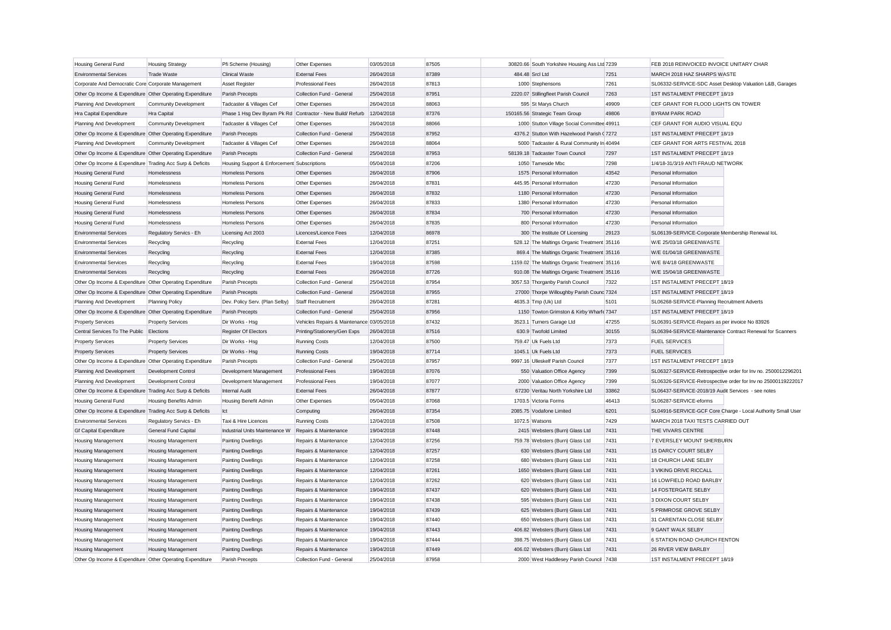| Housing General Fund | Housing Strategy | Pfi Scheme (Housing) | Other Expenses | 03/05/2018 | 87505 | 30820.66 | South Yorkshire Housing Ass Ltd | 7239 | FEB 2018 REINVOICED INVOICE UNITARY CHAR |
|---|---|---|---|---|---|---|---|---|---|
| Environmental Services | Trade Waste | Clinical Waste | External Fees | 26/04/2018 | 87389 | 484.48 | Srcl Ltd | 7251 | MARCH 2018 HAZ SHARPS WASTE |
| Corporate And Democratic Core | Corporate Management | Asset Register | Professional Fees | 26/04/2018 | 87813 | 1000 | Stephensons | 7261 | SL06332-SERVICE-SDC Asset Desktop Valuation L&B, Garages |
| Other Op Income & Expenditure | Other Operating Expenditure | Parish Precepts | Collection Fund - General | 25/04/2018 | 87951 | 2220.07 | Stillingfleet Parish Council | 7263 | 1ST INSTALMENT PRECEPT 18/19 |
| Planning And Development | Community Development | Tadcaster & Villages Cef | Other Expenses | 26/04/2018 | 88063 | 595 | St Marys Church | 49909 | CEF GRANT FOR FLOOD LIGHTS ON TOWER |
| Hra Capital Expenditure | Hra Capital | Phase 1 Hsg Dev Byram Pk Rd | Contractor - New Build/ Refurb | 12/04/2018 | 87376 | 150165.56 | Strategic Team Group | 49806 | BYRAM PARK ROAD |
| Planning And Development | Community Development | Tadcaster & Villages Cef | Other Expenses | 26/04/2018 | 88066 | 1000 | Stutton Village Social Committee | 49911 | CEF GRANT FOR AUDIO VISUAL EQU |
| Other Op Income & Expenditure | Other Operating Expenditure | Parish Precepts | Collection Fund - General | 25/04/2018 | 87952 | 4376.2 | Stutton With Hazelwood Parish C | 7272 | 1ST INSTALMENT PRECEPT 18/19 |
| Planning And Development | Community Development | Tadcaster & Villages Cef | Other Expenses | 26/04/2018 | 88064 | 5000 | Tadcaster & Rural Community In | 40494 | CEF GRANT FOR ARTS FESTIVAL 2018 |
| Other Op Income & Expenditure | Other Operating Expenditure | Parish Precepts | Collection Fund - General | 25/04/2018 | 87953 | 58139.18 | Tadcaster Town Council | 7297 | 1ST INSTALMENT PRECEPT 18/19 |
| Other Op Income & Expenditure | Trading Acc Surp & Deficits | Housing Support & Enforcement | Subscriptions | 05/04/2018 | 87206 | 1050 | Tameside Mbc | 7298 | 1/4/18-31/3/19 ANTI FRAUD NETWORK |
| Housing General Fund | Homelessness | Homeless Persons | Other Expenses | 26/04/2018 | 87906 | 1575 | Personal Information | 43542 | Personal Information |
| Housing General Fund | Homelessness | Homeless Persons | Other Expenses | 26/04/2018 | 87831 | 445.95 | Personal Information | 47230 | Personal Information |
| Housing General Fund | Homelessness | Homeless Persons | Other Expenses | 26/04/2018 | 87832 | 1180 | Personal Information | 47230 | Personal Information |
| Housing General Fund | Homelessness | Homeless Persons | Other Expenses | 26/04/2018 | 87833 | 1380 | Personal Information | 47230 | Personal Information |
| Housing General Fund | Homelessness | Homeless Persons | Other Expenses | 26/04/2018 | 87834 | 700 | Personal Information | 47230 | Personal Information |
| Housing General Fund | Homelessness | Homeless Persons | Other Expenses | 26/04/2018 | 87835 | 800 | Personal Information | 47230 | Personal Information |
| Environmental Services | Regulatory Servics - Eh | Licensing Act 2003 | Licences/Licence Fees | 12/04/2018 | 86978 | 300 | The Institute Of Licensing | 29123 | SL06139-SERVICE-Corporate Membership Renewal IoL |
| Environmental Services | Recycling | Recycling | External Fees | 12/04/2018 | 87251 | 528.12 | The Maltings Organic Treatment | 35116 | W/E 25/03/18 GREENWASTE |
| Environmental Services | Recycling | Recycling | External Fees | 12/04/2018 | 87385 | 869.4 | The Maltings Organic Treatment | 35116 | W/E 01/04/18 GREENWASTE |
| Environmental Services | Recycling | Recycling | External Fees | 19/04/2018 | 87598 | 1159.02 | The Maltings Organic Treatment | 35116 | W/E 8/4/18 GREENWASTE |
| Environmental Services | Recycling | Recycling | External Fees | 26/04/2018 | 87726 | 910.08 | The Maltings Organic Treatment | 35116 | W/E 15/04/18 GREENWASTE |
| Other Op Income & Expenditure | Other Operating Expenditure | Parish Precepts | Collection Fund - General | 25/04/2018 | 87954 | 3057.53 | Thorganby Parish Council | 7322 | 1ST INSTALMENT PRECEPT 18/19 |
| Other Op Income & Expenditure | Other Operating Expenditure | Parish Precepts | Collection Fund - General | 25/04/2018 | 87955 | 27000 | Thorpe Willoughby Parish Counc | 7324 | 1ST INSTALMENT PRECEPT 18/19 |
| Planning And Development | Planning Policy | Dev. Policy Serv. (Plan Selby) | Staff Recruitment | 26/04/2018 | 87281 | 4635.3 | Tmp (Uk) Ltd | 5101 | SL06268-SERVICE-Planning Recruitment Adverts |
| Other Op Income & Expenditure | Other Operating Expenditure | Parish Precepts | Collection Fund - General | 25/04/2018 | 87956 | 1150 | Towton Grimston & Kirby Wharfe | 7347 | 1ST INSTALMENT PRECEPT 18/19 |
| Property Services | Property Services | Dir Works - Hsg | Vehicles Repairs & Maintenance | 03/05/2018 | 87432 | 3523.1 | Turners Garage Ltd | 47255 | SL06391-SERVICE-Repairs as per invoice No 83926 |
| Central Services To The Public | Elections | Register Of Electors | Printing/Stationery/Gen Exps | 26/04/2018 | 87516 | 630.9 | Twofold Limited | 30155 | SL06394-SERVICE-Maintenance Contract Renewal for Scanners |
| Property Services | Property Services | Dir Works - Hsg | Running Costs | 12/04/2018 | 87500 | 759.47 | Uk Fuels Ltd | 7373 | FUEL SERVICES |
| Property Services | Property Services | Dir Works - Hsg | Running Costs | 19/04/2018 | 87714 | 1045.1 | Uk Fuels Ltd | 7373 | FUEL SERVICES |
| Other Op Income & Expenditure | Other Operating Expenditure | Parish Precepts | Collection Fund - General | 25/04/2018 | 87957 | 9997.16 | Ulleskelf Parish Council | 7377 | 1ST INSTALMENT PRECEPT 18/19 |
| Planning And Development | Development Control | Development Management | Professional Fees | 19/04/2018 | 87076 | 550 | Valuation Office Agency | 7399 | SL06327-SERVICE-Retrospective order for Inv no. 2500012296201 |
| Planning And Development | Development Control | Development Management | Professional Fees | 19/04/2018 | 87077 | 2000 | Valuation Office Agency | 7399 | SL06326-SERVICE-Retrospective order for Inv no 25000119222017 |
| Other Op Income & Expenditure | Trading Acc Surp & Deficits | Internal Audit | External Fees | 26/04/2018 | 87877 | 67230 | Veritau North Yorkshire Ltd | 33862 | SL06437-SERVICE-2018/19 Audit Services - see notes |
| Housing General Fund | Housing Benefits Admin | Housing Benefit Admin | Other Expenses | 05/04/2018 | 87068 | 1703.5 | Victoria Forms | 46413 | SL06287-SERVICE-eforms |
| Other Op Income & Expenditure | Trading Acc Surp & Deficits | Ict | Computing | 26/04/2018 | 87354 | 2085.75 | Vodafone Limited | 6201 | SL04916-SERVICE-GCF Core Charge - Local Authority Small User |
| Environmental Services | Regulatory Servics - Eh | Taxi & Hire Licences | Running Costs | 12/04/2018 | 87508 | 1072.5 | Watsons | 7429 | MARCH 2018 TAXI TESTS CARRIED OUT |
| Gf Capital Expenditure | General Fund Capital | Industrial Units Maintenance W | Repairs & Maintenance | 19/04/2018 | 87448 | 2415 | Websters (Burn) Glass Ltd | 7431 | THE VIVARS CENTRE |
| Housing Management | Housing Management | Painting Dwellings | Repairs & Maintenance | 12/04/2018 | 87256 | 759.78 | Websters (Burn) Glass Ltd | 7431 | 7 EVERSLEY MOUNT SHERBURN |
| Housing Management | Housing Management | Painting Dwellings | Repairs & Maintenance | 12/04/2018 | 87257 | 630 | Websters (Burn) Glass Ltd | 7431 | 15 DARCY COURT SELBY |
| Housing Management | Housing Management | Painting Dwellings | Repairs & Maintenance | 12/04/2018 | 87258 | 680 | Websters (Burn) Glass Ltd | 7431 | 18 CHURCH LANE SELBY |
| Housing Management | Housing Management | Painting Dwellings | Repairs & Maintenance | 12/04/2018 | 87261 | 1650 | Websters (Burn) Glass Ltd | 7431 | 3 VIKING DRIVE RICCALL |
| Housing Management | Housing Management | Painting Dwellings | Repairs & Maintenance | 12/04/2018 | 87262 | 620 | Websters (Burn) Glass Ltd | 7431 | 16 LOWFIELD ROAD BARLBY |
| Housing Management | Housing Management | Painting Dwellings | Repairs & Maintenance | 19/04/2018 | 87437 | 620 | Websters (Burn) Glass Ltd | 7431 | 14 FOSTERGATE SELBY |
| Housing Management | Housing Management | Painting Dwellings | Repairs & Maintenance | 19/04/2018 | 87438 | 595 | Websters (Burn) Glass Ltd | 7431 | 3 DIXON COURT SELBY |
| Housing Management | Housing Management | Painting Dwellings | Repairs & Maintenance | 19/04/2018 | 87439 | 625 | Websters (Burn) Glass Ltd | 7431 | 5 PRIMROSE GROVE SELBY |
| Housing Management | Housing Management | Painting Dwellings | Repairs & Maintenance | 19/04/2018 | 87440 | 650 | Websters (Burn) Glass Ltd | 7431 | 31 CARENTAN CLOSE SELBY |
| Housing Management | Housing Management | Painting Dwellings | Repairs & Maintenance | 19/04/2018 | 87443 | 406.82 | Websters (Burn) Glass Ltd | 7431 | 9 GANT WALK SELBY |
| Housing Management | Housing Management | Painting Dwellings | Repairs & Maintenance | 19/04/2018 | 87444 | 398.75 | Websters (Burn) Glass Ltd | 7431 | 6 STATION ROAD CHURCH FENTON |
| Housing Management | Housing Management | Painting Dwellings | Repairs & Maintenance | 19/04/2018 | 87449 | 406.02 | Websters (Burn) Glass Ltd | 7431 | 26 RIVER VIEW BARLBY |
| Other Op Income & Expenditure | Other Operating Expenditure | Parish Precepts | Collection Fund - General | 25/04/2018 | 87958 | 2000 | West Haddlesey Parish Council | 7438 | 1ST INSTALMENT PRECEPT 18/19 |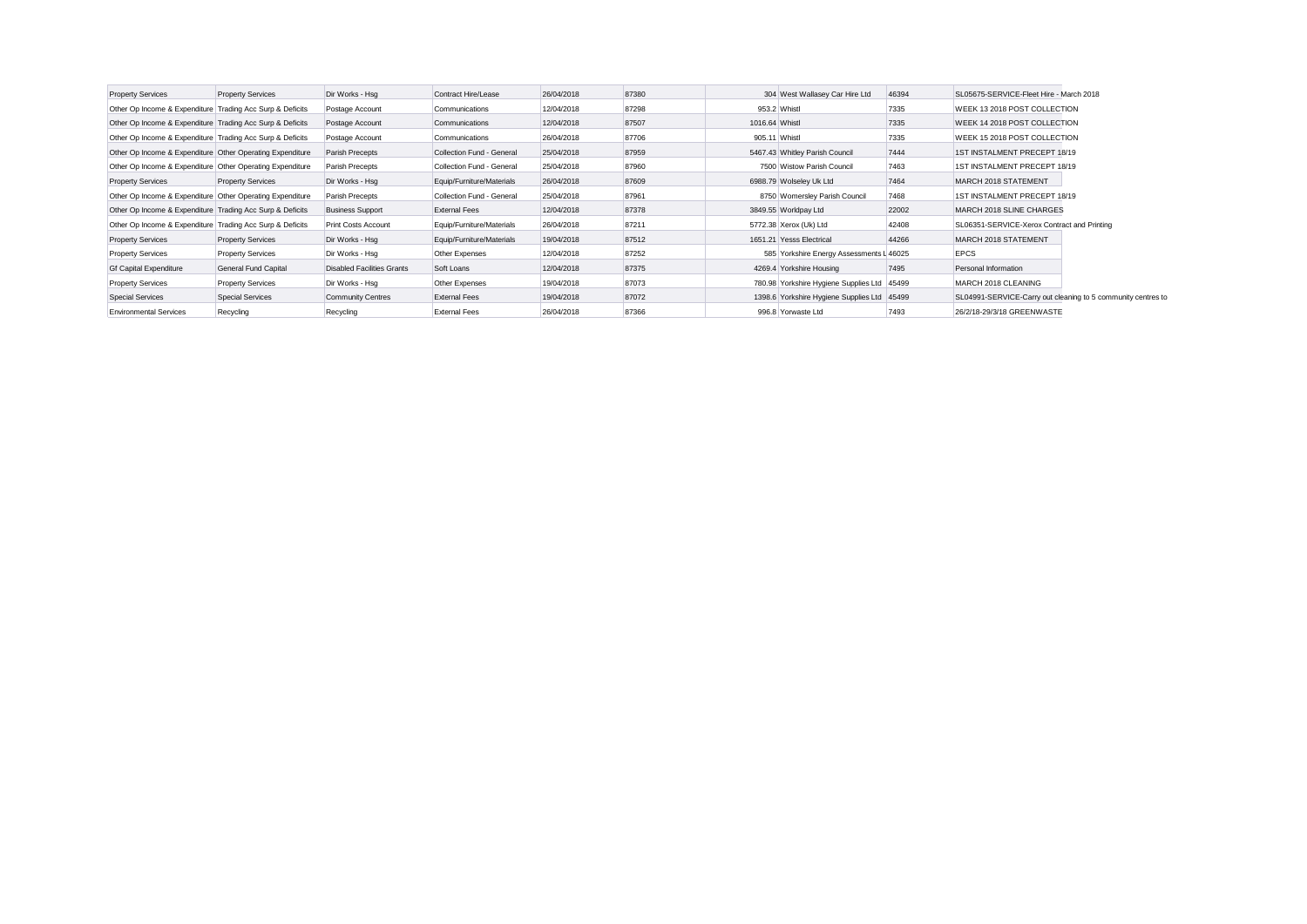| | | | | | | | | | |
|---|---|---|---|---|---|---|---|---|---|
| Property Services | Property Services | Dir Works - Hsg | Contract Hire/Lease | 26/04/2018 | 87380 | 304 | West Wallasey Car Hire Ltd | 46394 | SL05675-SERVICE-Fleet Hire - March 2018 |
| Other Op Income & Expenditure | Trading Acc Surp & Deficits | Postage Account | Communications | 12/04/2018 | 87298 | 953.2 | Whistl | 7335 | WEEK 13 2018 POST COLLECTION |
| Other Op Income & Expenditure | Trading Acc Surp & Deficits | Postage Account | Communications | 12/04/2018 | 87507 | 1016.64 | Whistl | 7335 | WEEK 14 2018 POST COLLECTION |
| Other Op Income & Expenditure | Trading Acc Surp & Deficits | Postage Account | Communications | 26/04/2018 | 87706 | 905.11 | Whistl | 7335 | WEEK 15 2018 POST COLLECTION |
| Other Op Income & Expenditure | Other Operating Expenditure | Parish Precepts | Collection Fund - General | 25/04/2018 | 87959 | 5467.43 | Whitley Parish Council | 7444 | 1ST INSTALMENT PRECEPT 18/19 |
| Other Op Income & Expenditure | Other Operating Expenditure | Parish Precepts | Collection Fund - General | 25/04/2018 | 87960 | 7500 | Wistow Parish Council | 7463 | 1ST INSTALMENT PRECEPT 18/19 |
| Property Services | Property Services | Dir Works - Hsg | Equip/Furniture/Materials | 26/04/2018 | 87609 | 6988.79 | Wolseley Uk Ltd | 7464 | MARCH 2018 STATEMENT |
| Other Op Income & Expenditure | Other Operating Expenditure | Parish Precepts | Collection Fund - General | 25/04/2018 | 87961 | 8750 | Womersley Parish Council | 7468 | 1ST INSTALMENT PRECEPT 18/19 |
| Other Op Income & Expenditure | Trading Acc Surp & Deficits | Business Support | External Fees | 12/04/2018 | 87378 | 3849.55 | Worldpay Ltd | 22002 | MARCH 2018 SLINE CHARGES |
| Other Op Income & Expenditure | Trading Acc Surp & Deficits | Print Costs Account | Equip/Furniture/Materials | 26/04/2018 | 87211 | 5772.38 | Xerox (Uk) Ltd | 42408 | SL06351-SERVICE-Xerox Contract and Printing |
| Property Services | Property Services | Dir Works - Hsg | Equip/Furniture/Materials | 19/04/2018 | 87512 | 1651.21 | Yesss Electrical | 44266 | MARCH 2018 STATEMENT |
| Property Services | Property Services | Dir Works - Hsg | Other Expenses | 12/04/2018 | 87252 | 585 | Yorkshire Energy Assessments L | 46025 | EPCS |
| Gf Capital Expenditure | General Fund Capital | Disabled Facilities Grants | Soft Loans | 12/04/2018 | 87375 | 4269.4 | Yorkshire Housing | 7495 | Personal Information |
| Property Services | Property Services | Dir Works - Hsg | Other Expenses | 19/04/2018 | 87073 | 780.98 | Yorkshire Hygiene Supplies Ltd | 45499 | MARCH 2018 CLEANING |
| Special Services | Special Services | Community Centres | External Fees | 19/04/2018 | 87072 | 1398.6 | Yorkshire Hygiene Supplies Ltd | 45499 | SL04991-SERVICE-Carry out cleaning to 5 community centres to |
| Environmental Services | Recycling | Recycling | External Fees | 26/04/2018 | 87366 | 996.8 | Yorwaste Ltd | 7493 | 26/2/18-29/3/18 GREENWASTE |